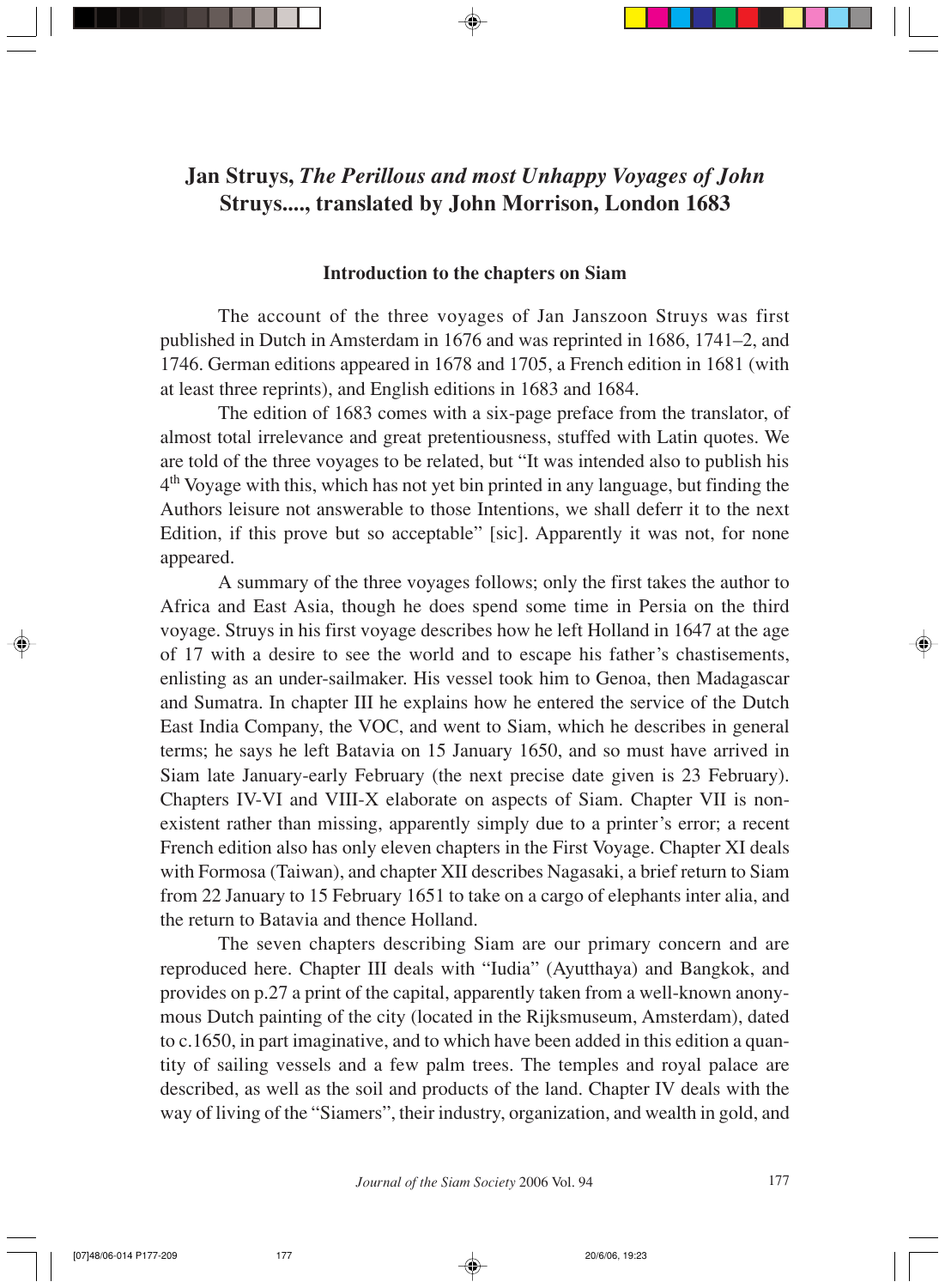# Jan Struys, *The Perillous and most Unhappy Voyages of John Struys....*, translated by John Morrison, London 1683

### Introduction to the chapters on Siam

The account of the three voyages of Jan Janszoon Struys was first published in Dutch in Amsterdam in 1676 and was reprinted in 1686, 1741–2, and 1746. German editions appeared in 1678 and 1705, a French edition in 1681 (with at least three reprints), and English editions in 1683 and 1684.

The edition of 1683 comes with a six-page preface from the translator, of almost total irrelevance and great pretentiousness, stuffed with Latin quotes. We are told of the three voyages to be related, but "It was intended also to publish his 4th Voyage with this, which has not yet bin printed in any language, but finding the Authors leisure not answerable to those Intentions, we shall deferr it to the next Edition, if this prove but so acceptable" [sic]. Apparently it was not, for none appeared.

A summary of the three voyages follows; only the first takes the author to Africa and East Asia, though he does spend some time in Persia on the third voyage. Struys in his first voyage describes how he left Holland in 1647 at the age of 17 with a desire to see the world and to escape his father's chastisements, enlisting as an under-sailmaker. His vessel took him to Genoa, then Madagascar and Sumatra. In chapter III he explains how he entered the service of the Dutch East India Company, the VOC, and went to Siam, which he describes in general terms; he says he left Batavia on 15 January 1650, and so must have arrived in Siam late January-early February (the next precise date given is 23 February). Chapters IV-VI and VIII-X elaborate on aspects of Siam. Chapter VII is non-existent rather than missing, apparently simply due to a printer's error; a recent French edition also has only eleven chapters in the First Voyage. Chapter XI deals with Formosa (Taiwan), and chapter XII describes Nagasaki, a brief return to Siam from 22 January to 15 February 1651 to take on a cargo of elephants inter alia, and the return to Batavia and thence Holland.

The seven chapters describing Siam are our primary concern and are reproduced here. Chapter III deals with "Iudia" (Ayutthaya) and Bangkok, and provides on p.27 a print of the capital, apparently taken from a well-known anonymous Dutch painting of the city (located in the Rijksmuseum, Amsterdam), dated to c.1650, in part imaginative, and to which have been added in this edition a quantity of sailing vessels and a few palm trees. The temples and royal palace are described, as well as the soil and products of the land. Chapter IV deals with the way of living of the "Siamers", their industry, organization, and wealth in gold, and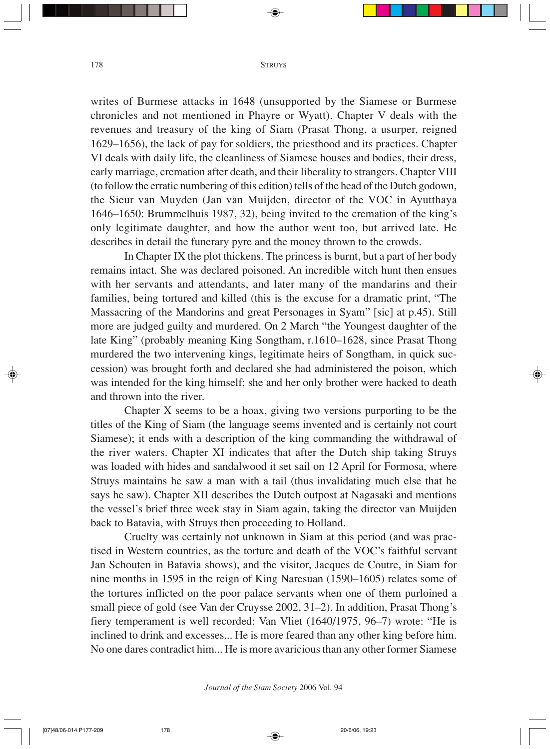writes of Burmese attacks in 1648 (unsupported by the Siamese or Burmese chronicles and not mentioned in Phayre or Wyatt). Chapter V deals with the revenues and treasury of the king of Siam (Prasat Thong, a usurper, reigned 1629–1656), the lack of pay for soldiers, the priesthood and its practices. Chapter VI deals with daily life, the cleanliness of Siamese houses and bodies, their dress, early marriage, cremation after death, and their liberality to strangers. Chapter VIII (to follow the erratic numbering of this edition) tells of the head of the Dutch godown, the Sieur van Muyden (Jan van Muijden, director of the VOC in Ayutthaya 1646–1650: Brummelhuis 1987, 32), being invited to the cremation of the king's only legitimate daughter, and how the author went too, but arrived late. He describes in detail the funerary pyre and the money thrown to the crowds.

In Chapter IX the plot thickens. The princess is burnt, but a part of her body remains intact. She was declared poisoned. An incredible witch hunt then ensues with her servants and attendants, and later many of the mandarins and their families, being tortured and killed (this is the excuse for a dramatic print, "The Massacring of the Mandorins and great Personages in Syam" [sic] at p.45). Still more are judged guilty and murdered. On 2 March "the Youngest daughter of the late King" (probably meaning King Songtham, r.1610–1628, since Prasat Thong murdered the two intervening kings, legitimate heirs of Songtham, in quick succession) was brought forth and declared she had administered the poison, which was intended for the king himself; she and her only brother were hacked to death and thrown into the river.

Chapter X seems to be a hoax, giving two versions purporting to be the titles of the King of Siam (the language seems invented and is certainly not court Siamese); it ends with a description of the king commanding the withdrawal of the river waters. Chapter XI indicates that after the Dutch ship taking Struys was loaded with hides and sandalwood it set sail on 12 April for Formosa, where Struys maintains he saw a man with a tail (thus invalidating much else that he says he saw). Chapter XII describes the Dutch outpost at Nagasaki and mentions the vessel's brief three week stay in Siam again, taking the director van Muijden back to Batavia, with Struys then proceeding to Holland.

Cruelty was certainly not unknown in Siam at this period (and was practised in Western countries, as the torture and death of the VOC's faithful servant Jan Schouten in Batavia shows), and the visitor, Jacques de Coutre, in Siam for nine months in 1595 in the reign of King Naresuan (1590–1605) relates some of the tortures inflicted on the poor palace servants when one of them purloined a small piece of gold (see Van der Cruysse 2002, 31–2). In addition, Prasat Thong's fiery temperament is well recorded: Van Vliet (1640/1975, 96–7) wrote: "He is inclined to drink and excesses... He is more feared than any other king before him. No one dares contradict him... He is more avaricious than any other former Siamese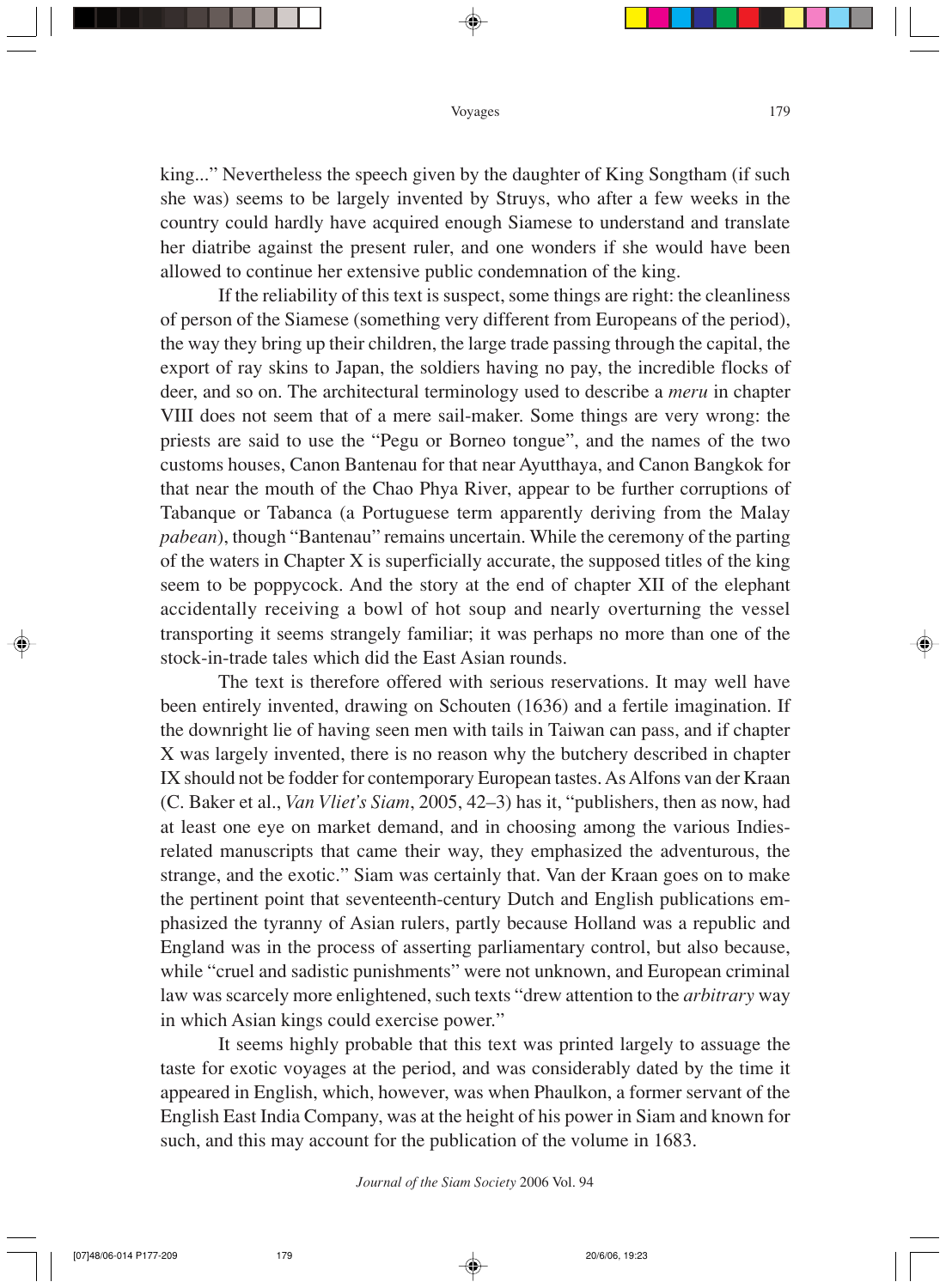king...” Nevertheless the speech given by the daughter of King Songtham (if such she was) seems to be largely invented by Struys, who after a few weeks in the country could hardly have acquired enough Siamese to understand and translate her diatribe against the present ruler, and one wonders if she would have been allowed to continue her extensive public condemnation of the king.

If the reliability of this text is suspect, some things are right: the cleanliness of person of the Siamese (something very different from Europeans of the period), the way they bring up their children, the large trade passing through the capital, the export of ray skins to Japan, the soldiers having no pay, the incredible flocks of deer, and so on. The architectural terminology used to describe a *meru* in chapter VIII does not seem that of a mere sail-maker. Some things are very wrong: the priests are said to use the “Pegu or Borneo tongue”, and the names of the two customs houses, Canon Bantenau for that near Ayutthaya, and Canon Bangkok for that near the mouth of the Chao Phya River, appear to be further corruptions of Tabanque or Tabanca (a Portuguese term apparently deriving from the Malay *pabean*), though “Bantenau” remains uncertain. While the ceremony of the parting of the waters in Chapter X is superficially accurate, the supposed titles of the king seem to be poppycock. And the story at the end of chapter XII of the elephant accidentally receiving a bowl of hot soup and nearly overturning the vessel transporting it seems strangely familiar; it was perhaps no more than one of the stock-in-trade tales which did the East Asian rounds.

The text is therefore offered with serious reservations. It may well have been entirely invented, drawing on Schouten (1636) and a fertile imagination. If the downright lie of having seen men with tails in Taiwan can pass, and if chapter X was largely invented, there is no reason why the butchery described in chapter IX should not be fodder for contemporary European tastes. As Alfons van der Kraan (C. Baker et al., *Van Vliet’s Siam*, 2005, 42–3) has it, “publishers, then as now, had at least one eye on market demand, and in choosing among the various Indies-related manuscripts that came their way, they emphasized the adventurous, the strange, and the exotic.” Siam was certainly that. Van der Kraan goes on to make the pertinent point that seventeenth-century Dutch and English publications emphasized the tyranny of Asian rulers, partly because Holland was a republic and England was in the process of asserting parliamentary control, but also because, while “cruel and sadistic punishments” were not unknown, and European criminal law was scarcely more enlightened, such texts “drew attention to the *arbitrary* way in which Asian kings could exercise power.”

It seems highly probable that this text was printed largely to assuage the taste for exotic voyages at the period, and was considerably dated by the time it appeared in English, which, however, was when Phaulkon, a former servant of the English East India Company, was at the height of his power in Siam and known for such, and this may account for the publication of the volume in 1683.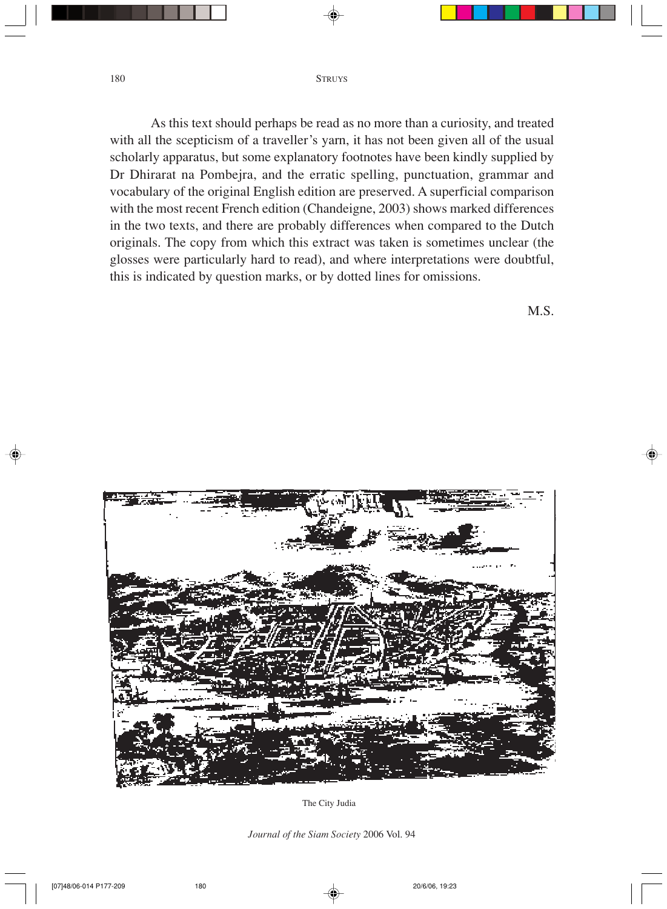As this text should perhaps be read as no more than a curiosity, and treated with all the scepticism of a traveller's yarn, it has not been given all of the usual scholarly apparatus, but some explanatory footnotes have been kindly supplied by Dr Dhirarat na Pombejra, and the erratic spelling, punctuation, grammar and vocabulary of the original English edition are preserved. A superficial comparison with the most recent French edition (Chandeigne, 2003) shows marked differences in the two texts, and there are probably differences when compared to the Dutch originals. The copy from which this extract was taken is sometimes unclear (the glosses were particularly hard to read), and where interpretations were doubtful, this is indicated by question marks, or by dotted lines for omissions.

M.S.

The City Judia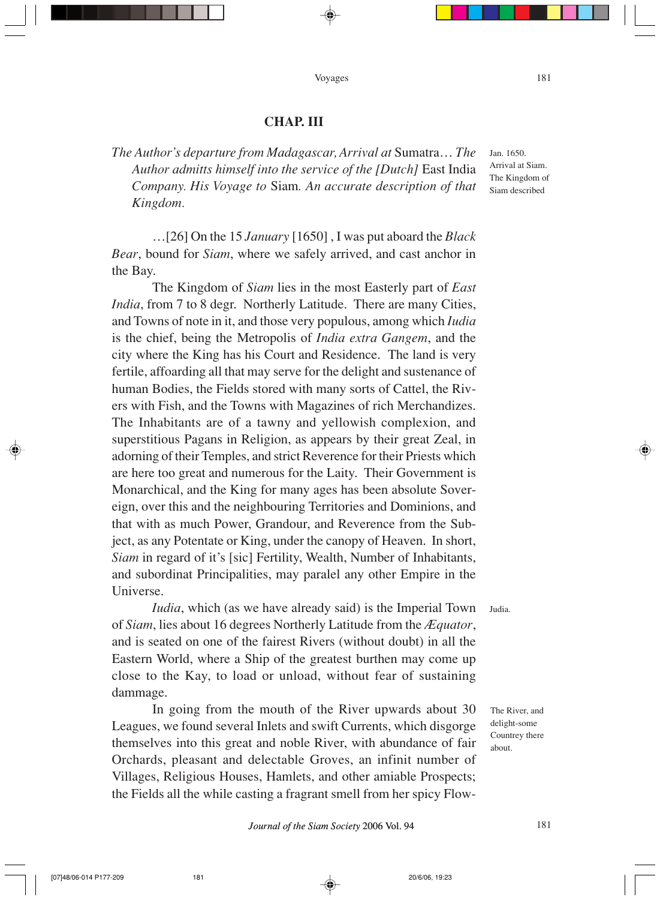## CHAP. III

*The Author's departure from Madagascar, Arrival at* Sumatra… *The Author admitts himself into the service of the [Dutch]* East India *Company. His Voyage to* Siam*. An accurate description of that Kingdom.*

Jan. 1650. Arrival at Siam. The Kingdom of Siam described

…[26] On the 15 *January* [1650] , I was put aboard the *Black Bear*, bound for *Siam*, where we safely arrived, and cast anchor in the Bay.

The Kingdom of *Siam* lies in the most Easterly part of *East India*, from 7 to 8 degr. Northerly Latitude. There are many Cities, and Towns of note in it, and those very populous, among which *Iudia* is the chief, being the Metropolis of *India extra Gangem*, and the city where the King has his Court and Residence. The land is very fertile, affoarding all that may serve for the delight and sustenance of human Bodies, the Fields stored with many sorts of Cattel, the Rivers with Fish, and the Towns with Magazines of rich Merchandizes. The Inhabitants are of a tawny and yellowish complexion, and superstitious Pagans in Religion, as appears by their great Zeal, in adorning of their Temples, and strict Reverence for their Priests which are here too great and numerous for the Laity. Their Government is Monarchical, and the King for many ages has been absolute Sovereign, over this and the neighbouring Territories and Dominions, and that with as much Power, Grandour, and Reverence from the Subject, as any Potentate or King, under the canopy of Heaven. In short, *Siam* in regard of it's [sic] Fertility, Wealth, Number of Inhabitants, and subordinat Principalities, may paralel any other Empire in the Universe.

Judia.

*Iudia*, which (as we have already said) is the Imperial Town of *Siam*, lies about 16 degrees Northerly Latitude from the *Æquator*, and is seated on one of the fairest Rivers (without doubt) in all the Eastern World, where a Ship of the greatest burthen may come up close to the Kay, to load or unload, without fear of sustaining dammage.

The River, and delight-some Countrey there about.

In going from the mouth of the River upwards about 30 Leagues, we found several Inlets and swift Currents, which disgorge themselves into this great and noble River, with abundance of fair Orchards, pleasant and delectable Groves, an infinit number of Villages, Religious Houses, Hamlets, and other amiable Prospects; the Fields all the while casting a fragrant smell from her spicy Flow-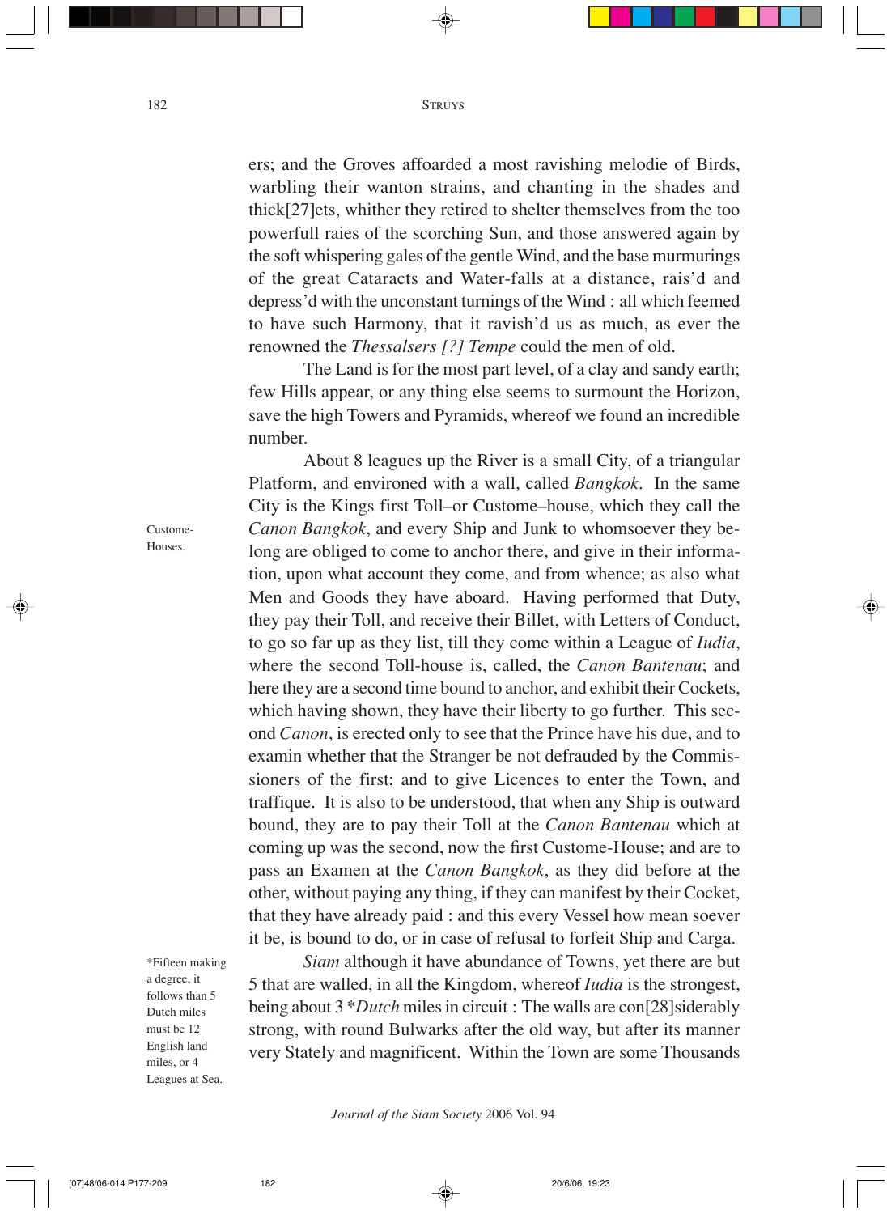ers; and the Groves affoarded a most ravishing melodie of Birds, warbling their wanton strains, and chanting in the shades and thick[27]ets, whither they retired to shelter themselves from the too powerfull raies of the scorching Sun, and those answered again by the soft whispering gales of the gentle Wind, and the base murmurings of the great Cataracts and Water-falls at a distance, rais'd and depress'd with the unconstant turnings of the Wind : all which feemed to have such Harmony, that it ravish'd us as much, as ever the renowned the *Thessalsers [?] Tempe* could the men of old.

The Land is for the most part level, of a clay and sandy earth; few Hills appear, or any thing else seems to surmount the Horizon, save the high Towers and Pyramids, whereof we found an incredible number.

About 8 leagues up the River is a small City, of a triangular Platform, and environed with a wall, called *Bangkok*. In the same City is the Kings first Toll–or Custome–house, which they call the *Canon Bangkok*, and every Ship and Junk to whomsoever they belong are obliged to come to anchor there, and give in their information, upon what account they come, and from whence; as also what Men and Goods they have aboard. Having performed that Duty, they pay their Toll, and receive their Billet, with Letters of Conduct, to go so far up as they list, till they come within a League of *Iudia*, where the second Toll-house is, called, the *Canon Bantenau*; and here they are a second time bound to anchor, and exhibit their Cockets, which having shown, they have their liberty to go further. This second *Canon*, is erected only to see that the Prince have his due, and to examin whether that the Stranger be not defrauded by the Commissioners of the first; and to give Licences to enter the Town, and traffique. It is also to be understood, that when any Ship is outward bound, they are to pay their Toll at the *Canon Bantenau* which at coming up was the second, now the first Custome-House; and are to pass an Examen at the *Canon Bangkok*, as they did before at the other, without paying any thing, if they can manifest by their Cocket, that they have already paid : and this every Vessel how mean soever it be, is bound to do, or in case of refusal to forfeit Ship and Carga.

Custome-Houses.

*Siam* although it have abundance of Towns, yet there are but 5 that are walled, in all the Kingdom, whereof *Iudia* is the strongest, being about 3 **Dutch* miles in circuit : The walls are con[28]siderably strong, with round Bulwarks after the old way, but after its manner very Stately and magnificent. Within the Town are some Thousands

*Fifteen making a degree, it follows than 5 Dutch miles must be 12 English land miles, or 4 Leagues at Sea.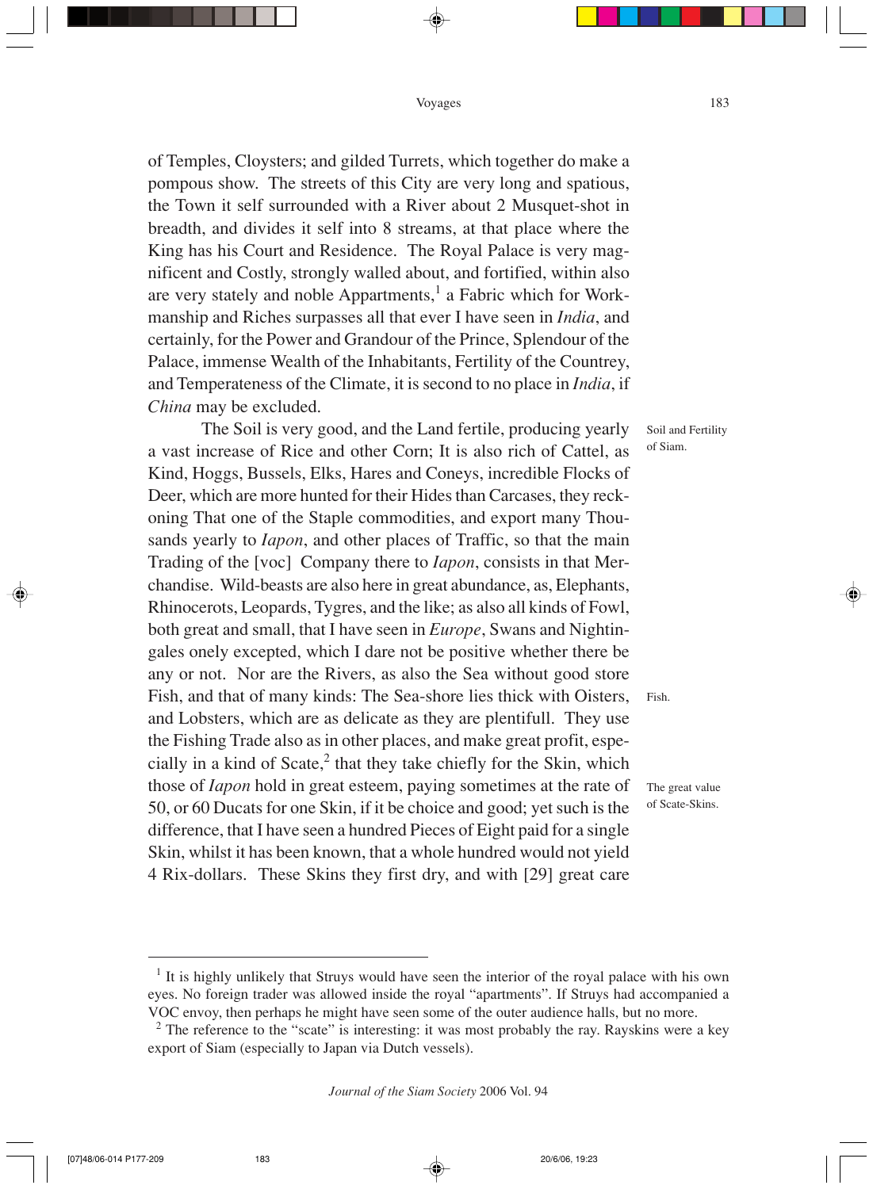of Temples, Cloysters; and gilded Turrets, which together do make a pompous show. The streets of this City are very long and spatious, the Town it self surrounded with a River about 2 Musquet-shot in breadth, and divides it self into 8 streams, at that place where the King has his Court and Residence. The Royal Palace is very magnificent and Costly, strongly walled about, and fortified, within also are very stately and noble Appartments,[1] a Fabric which for Workmanship and Riches surpasses all that ever I have seen in *India*, and certainly, for the Power and Grandour of the Prince, Splendour of the Palace, immense Wealth of the Inhabitants, Fertility of the Countrey, and Temperateness of the Climate, it is second to no place in *India*, if *China* may be excluded.

*Soil and Fertility of Siam.*

The Soil is very good, and the Land fertile, producing yearly a vast increase of Rice and other Corn; It is also rich of Cattel, as Kind, Hoggs, Bussels, Elks, Hares and Coneys, incredible Flocks of Deer, which are more hunted for their Hides than Carcases, they reckoning That one of the Staple commodities, and export many Thousands yearly to *Iapon*, and other places of Traffic, so that the main Trading of the [voc] Company there to *Iapon*, consists in that Merchandise. Wild-beasts are also here in great abundance, as, Elephants, Rhinocerots, Leopards, Tygres, and the like; as also all kinds of Fowl, both great and small, that I have seen in *Europe*, Swans and Nightingales onely excepted, which I dare not be positive whether there be any or not. Nor are the Rivers, as also the Sea without good store Fish, and that of many kinds: The Sea-shore lies thick with Oisters, and Lobsters, which are as delicate as they are plentifull. They use the Fishing Trade also as in other places, and make great profit, especially in a kind of Scate,[2] that they take chiefly for the Skin, which those of *Iapon* hold in great esteem, paying sometimes at the rate of 50, or 60 Ducats for one Skin, if it be choice and good; yet such is the difference, that I have seen a hundred Pieces of Eight paid for a single Skin, whilst it has been known, that a whole hundred would not yield 4 Rix-dollars. These Skins they first dry, and with [29] great care

*Fish.*

*The great value of Scate-Skins.*

---

[1] It is highly unlikely that Struys would have seen the interior of the royal palace with his own eyes. No foreign trader was allowed inside the royal "apartments". If Struys had accompanied a VOC envoy, then perhaps he might have seen some of the outer audience halls, but no more.

[2] The reference to the "scate" is interesting: it was most probably the ray. Rayskins were a key export of Siam (especially to Japan via Dutch vessels).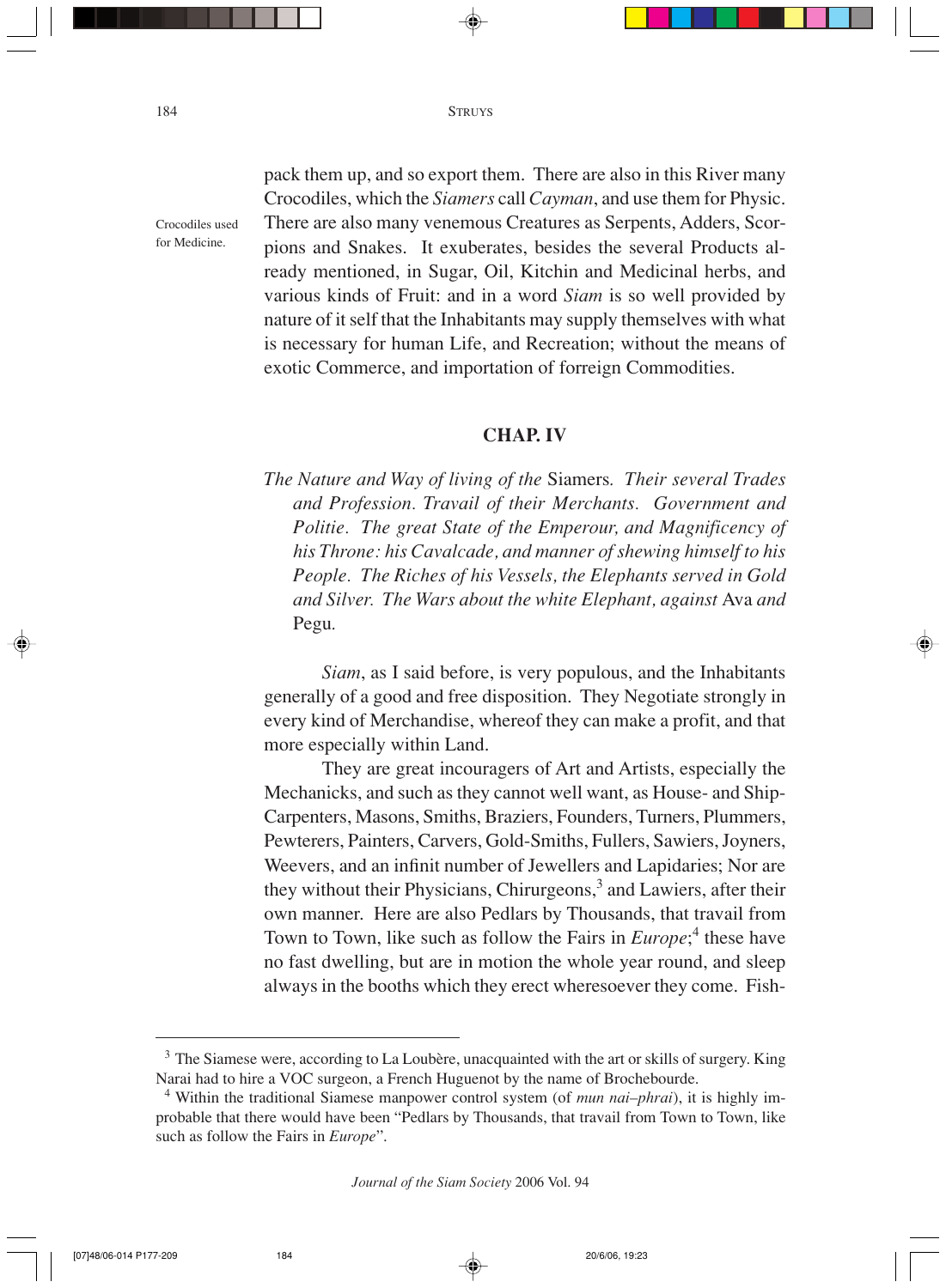pack them up, and so export them. There are also in this River many Crocodiles, which the *Siamers* call *Cayman*, and use them for Physic. There are also many venemous Creatures as Serpents, Adders, Scorpions and Snakes. It exuberates, besides the several Products already mentioned, in Sugar, Oil, Kitchin and Medicinal herbs, and various kinds of Fruit: and in a word *Siam* is so well provided by nature of it self that the Inhabitants may supply themselves with what is necessary for human Life, and Recreation; without the means of exotic Commerce, and importation of forreign Commodities.

Crocodiles used for Medicine.

## CHAP. IV

*The Nature and Way of living of the* Siamers. *Their several Trades and Profession. Travail of their Merchants. Government and Politie. The great State of the Emperour, and Magnificency of his Throne: his Cavalcade, and manner of shewing himself to his People. The Riches of his Vessels, the Elephants served in Gold and Silver. The Wars about the white Elephant, against* Ava *and* Pegu.

*Siam*, as I said before, is very populous, and the Inhabitants generally of a good and free disposition. They Negotiate strongly in every kind of Merchandise, whereof they can make a profit, and that more especially within Land.

They are great incouragers of Art and Artists, especially the Mechanicks, and such as they cannot well want, as House- and Ship-Carpenters, Masons, Smiths, Braziers, Founders, Turners, Plummers, Pewterers, Painters, Carvers, Gold-Smiths, Fullers, Sawiers, Joyners, Weevers, and an infinit number of Jewellers and Lapidaries; Nor are they without their Physicians, Chirurgeons,[3] and Lawiers, after their own manner. Here are also Pedlars by Thousands, that travail from Town to Town, like such as follow the Fairs in *Europe*;[4] these have no fast dwelling, but are in motion the whole year round, and sleep always in the booths which they erect wheresoever they come. Fish-

[3] The Siamese were, according to La Loubère, unacquainted with the art or skills of surgery. King Narai had to hire a VOC surgeon, a French Huguenot by the name of Brochebourde.

[4] Within the traditional Siamese manpower control system (of *mun nai–phrai*), it is highly improbable that there would have been "Pedlars by Thousands, that travail from Town to Town, like such as follow the Fairs in *Europe*".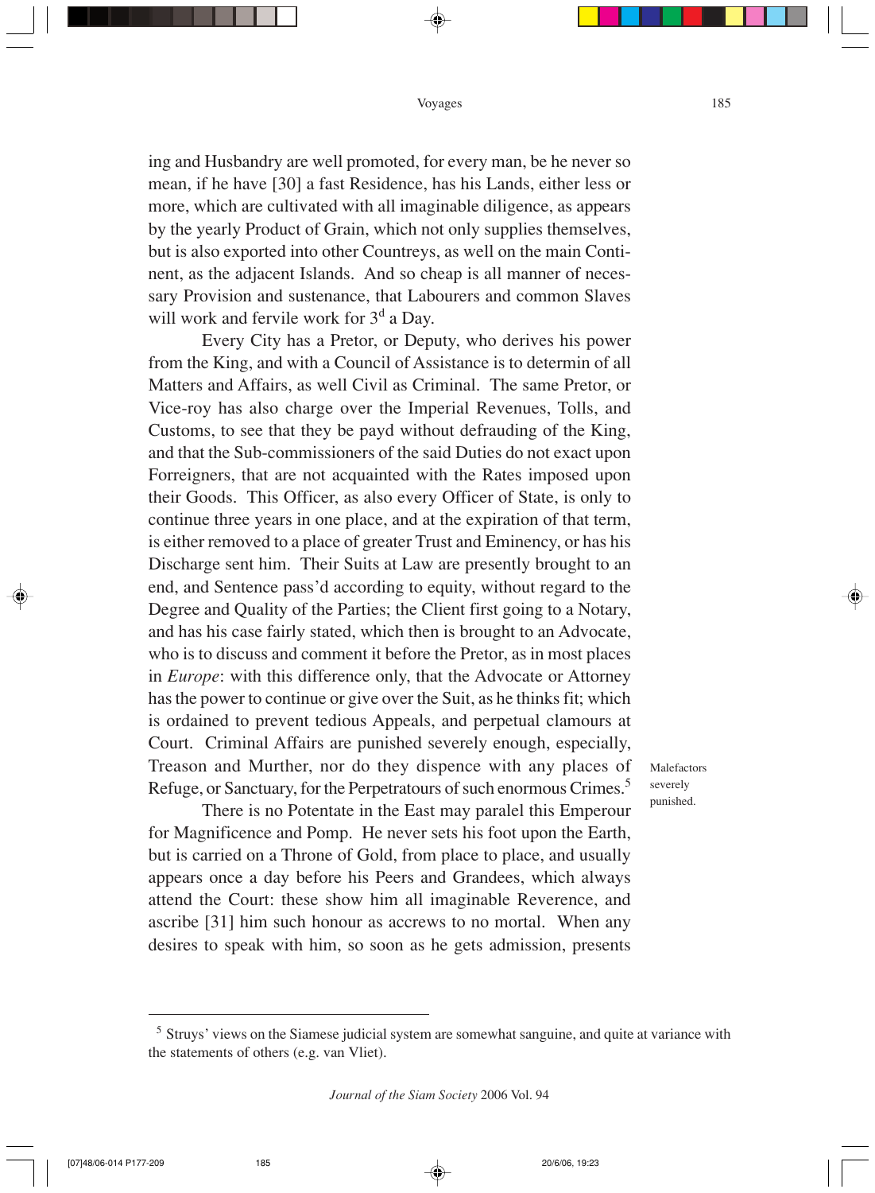ing and Husbandry are well promoted, for every man, be he never so mean, if he have [30] a fast Residence, has his Lands, either less or more, which are cultivated with all imaginable diligence, as appears by the yearly Product of Grain, which not only supplies themselves, but is also exported into other Countreys, as well on the main Continent, as the adjacent Islands. And so cheap is all manner of necessary Provision and sustenance, that Labourers and common Slaves will work and fervile work for 3[d] a Day.

Every City has a Pretor, or Deputy, who derives his power from the King, and with a Council of Assistance is to determin of all Matters and Affairs, as well Civil as Criminal. The same Pretor, or Vice-roy has also charge over the Imperial Revenues, Tolls, and Customs, to see that they be payd without defrauding of the King, and that the Sub-commissioners of the said Duties do not exact upon Forreigners, that are not acquainted with the Rates imposed upon their Goods. This Officer, as also every Officer of State, is only to continue three years in one place, and at the expiration of that term, is either removed to a place of greater Trust and Eminency, or has his Discharge sent him. Their Suits at Law are presently brought to an end, and Sentence pass'd according to equity, without regard to the Degree and Quality of the Parties; the Client first going to a Notary, and has his case fairly stated, which then is brought to an Advocate, who is to discuss and comment it before the Pretor, as in most places in *Europe*: with this difference only, that the Advocate or Attorney has the power to continue or give over the Suit, as he thinks fit; which is ordained to prevent tedious Appeals, and perpetual clamours at Court. Criminal Affairs are punished severely enough, especially, Treason and Murther, nor do they dispence with any places of Refuge, or Sanctuary, for the Perpetratours of such enormous Crimes.[5]

Malefactors severely punished.

There is no Potentate in the East may paralel this Emperour for Magnificence and Pomp. He never sets his foot upon the Earth, but is carried on a Throne of Gold, from place to place, and usually appears once a day before his Peers and Grandees, which always attend the Court: these show him all imaginable Reverence, and ascribe [31] him such honour as accrews to no mortal. When any desires to speak with him, so soon as he gets admission, presents

[5] Struys' views on the Siamese judicial system are somewhat sanguine, and quite at variance with the statements of others (e.g. van Vliet).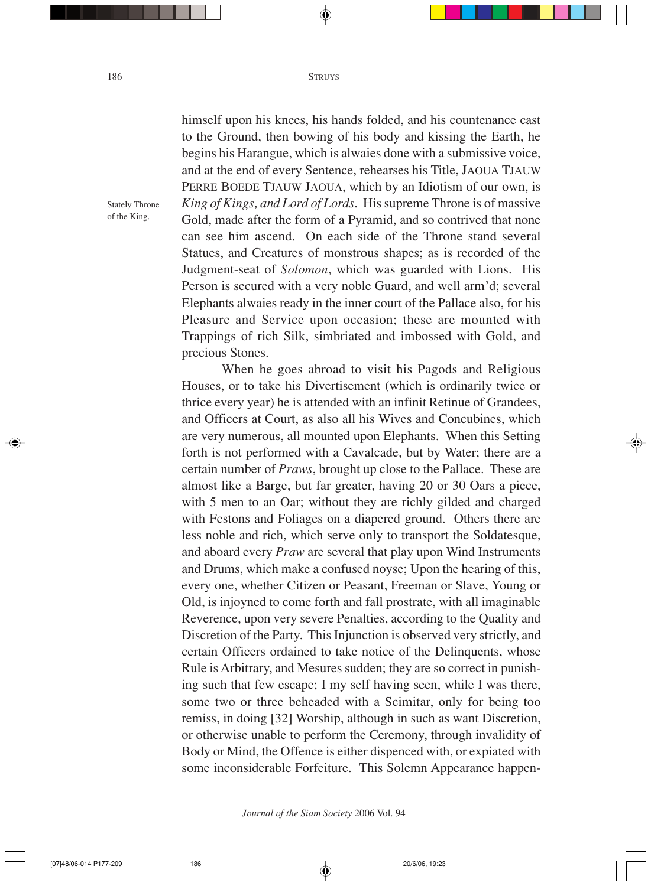himself upon his knees, his hands folded, and his countenance cast to the Ground, then bowing of his body and kissing the Earth, he begins his Harangue, which is alwaies done with a submissive voice, and at the end of every Sentence, rehearses his Title, JAOUA TJAUW PERRE BOEDE TJAUW JAOUA, which by an Idiotism of our own, is *King of Kings, and Lord of Lords*. His supreme Throne is of massive Gold, made after the form of a Pyramid, and so contrived that none can see him ascend. On each side of the Throne stand several Statues, and Creatures of monstrous shapes; as is recorded of the Judgment-seat of *Solomon*, which was guarded with Lions. His Person is secured with a very noble Guard, and well arm'd; several Elephants alwaies ready in the inner court of the Pallace also, for his Pleasure and Service upon occasion; these are mounted with Trappings of rich Silk, simbriated and imbossed with Gold, and precious Stones.

Stately Throne of the King.

When he goes abroad to visit his Pagods and Religious Houses, or to take his Divertisement (which is ordinarily twice or thrice every year) he is attended with an infinit Retinue of Grandees, and Officers at Court, as also all his Wives and Concubines, which are very numerous, all mounted upon Elephants. When this Setting forth is not performed with a Cavalcade, but by Water; there are a certain number of *Praws*, brought up close to the Pallace. These are almost like a Barge, but far greater, having 20 or 30 Oars a piece, with 5 men to an Oar; without they are richly gilded and charged with Festons and Foliages on a diapered ground. Others there are less noble and rich, which serve only to transport the Soldatesque, and aboard every *Praw* are several that play upon Wind Instruments and Drums, which make a confused noyse; Upon the hearing of this, every one, whether Citizen or Peasant, Freeman or Slave, Young or Old, is injoyned to come forth and fall prostrate, with all imaginable Reverence, upon very severe Penalties, according to the Quality and Discretion of the Party. This Injunction is observed very strictly, and certain Officers ordained to take notice of the Delinquents, whose Rule is Arbitrary, and Mesures sudden; they are so correct in punishing such that few escape; I my self having seen, while I was there, some two or three beheaded with a Scimitar, only for being too remiss, in doing [32] Worship, although in such as want Discretion, or otherwise unable to perform the Ceremony, through invalidity of Body or Mind, the Offence is either dispenced with, or expiated with some inconsiderable Forfeiture. This Solemn Appearance happen-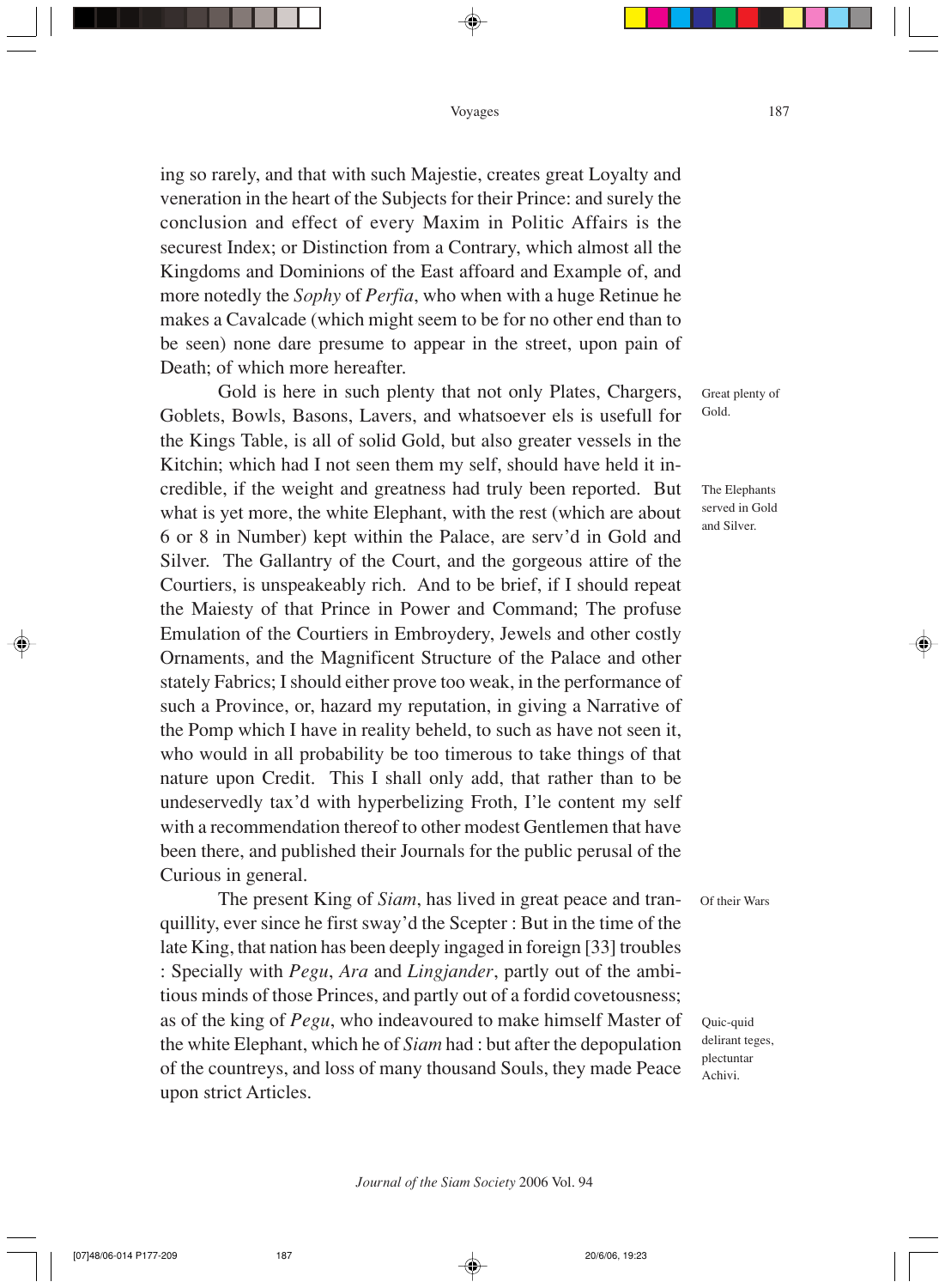ing so rarely, and that with such Majestie, creates great Loyalty and veneration in the heart of the Subjects for their Prince: and surely the conclusion and effect of every Maxim in Politic Affairs is the securest Index; or Distinction from a Contrary, which almost all the Kingdoms and Dominions of the East affoard and Example of, and more notedly the *Sophy* of *Perfia*, who when with a huge Retinue he makes a Cavalcade (which might seem to be for no other end than to be seen) none dare presume to appear in the street, upon pain of Death; of which more hereafter.

Great plenty of Gold.

Gold is here in such plenty that not only Plates, Chargers, Goblets, Bowls, Basons, Lavers, and whatsoever els is usefull for the Kings Table, is all of solid Gold, but also greater vessels in the Kitchin; which had I not seen them my self, should have held it incredible, if the weight and greatness had truly been reported. But what is yet more, the white Elephant, with the rest (which are about 6 or 8 in Number) kept within the Palace, are serv'd in Gold and Silver. The Gallantry of the Court, and the gorgeous attire of the Courtiers, is unspeakeably rich. And to be brief, if I should repeat the Maiesty of that Prince in Power and Command; The profuse Emulation of the Courtiers in Embroydery, Jewels and other costly Ornaments, and the Magnificent Structure of the Palace and other stately Fabrics; I should either prove too weak, in the performance of such a Province, or, hazard my reputation, in giving a Narrative of the Pomp which I have in reality beheld, to such as have not seen it, who would in all probability be too timerous to take things of that nature upon Credit. This I shall only add, that rather than to be undeservedly tax'd with hyperbelizing Froth, I'le content my self with a recommendation thereof to other modest Gentlemen that have been there, and published their Journals for the public perusal of the Curious in general.

The Elephants served in Gold and Silver.

Of their Wars

The present King of *Siam*, has lived in great peace and tranquillity, ever since he first sway'd the Scepter : But in the time of the late King, that nation has been deeply ingaged in foreign [33] troubles : Specially with *Pegu*, *Ara* and *Lingjander*, partly out of the ambitious minds of those Princes, and partly out of a fordid covetousness; as of the king of *Pegu*, who indeavoured to make himself Master of the white Elephant, which he of *Siam* had : but after the depopulation of the countreys, and loss of many thousand Souls, they made Peace upon strict Articles.

Quic-quid delirant teges, plectuntar Achivi.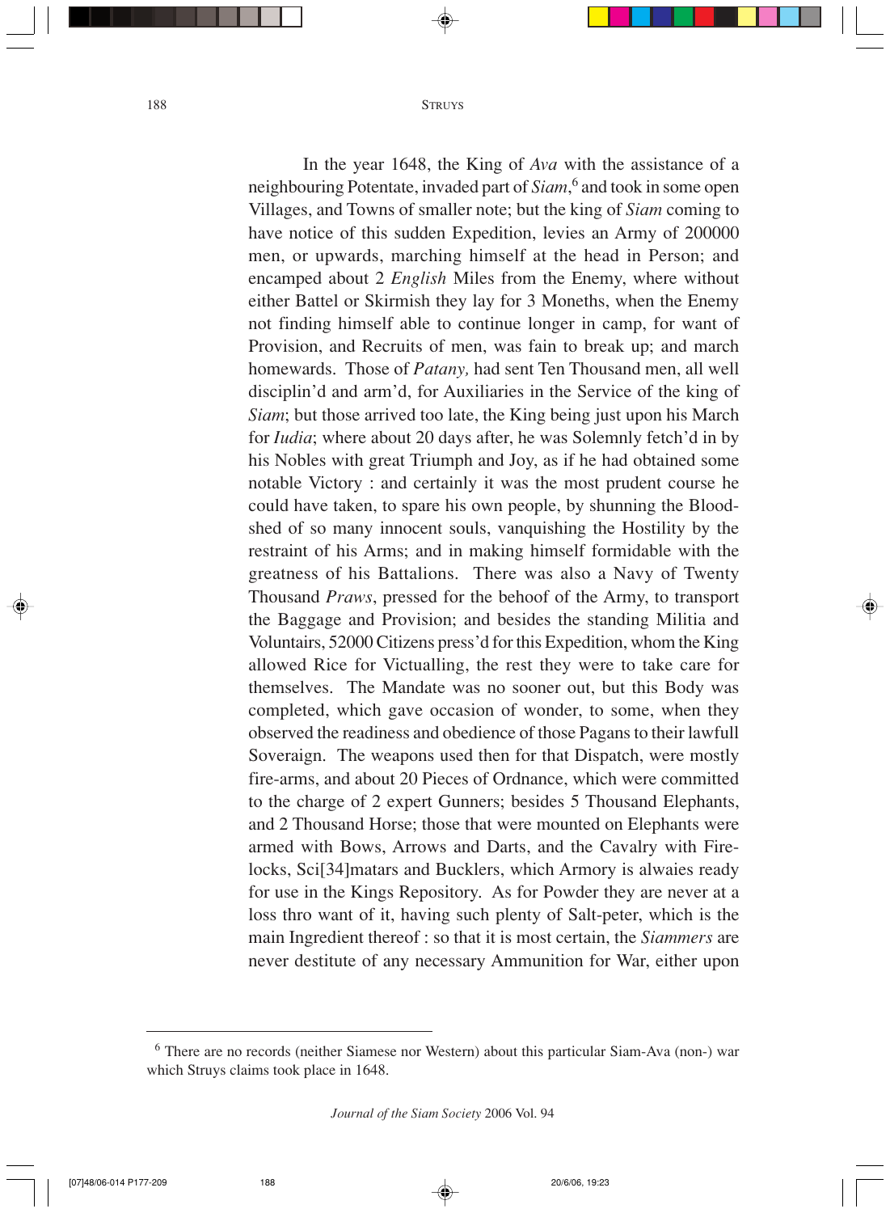In the year 1648, the King of *Ava* with the assistance of a neighbouring Potentate, invaded part of *Siam*,[6] and took in some open Villages, and Towns of smaller note; but the king of *Siam* coming to have notice of this sudden Expedition, levies an Army of 200000 men, or upwards, marching himself at the head in Person; and encamped about 2 *English* Miles from the Enemy, where without either Battel or Skirmish they lay for 3 Moneths, when the Enemy not finding himself able to continue longer in camp, for want of Provision, and Recruits of men, was fain to break up; and march homewards. Those of *Patany,* had sent Ten Thousand men, all well disciplin'd and arm'd, for Auxiliaries in the Service of the king of *Siam*; but those arrived too late, the King being just upon his March for *Iudia*; where about 20 days after, he was Solemnly fetch'd in by his Nobles with great Triumph and Joy, as if he had obtained some notable Victory : and certainly it was the most prudent course he could have taken, to spare his own people, by shunning the Blood-shed of so many innocent souls, vanquishing the Hostility by the restraint of his Arms; and in making himself formidable with the greatness of his Battalions. There was also a Navy of Twenty Thousand *Praws*, pressed for the behoof of the Army, to transport the Baggage and Provision; and besides the standing Militia and Voluntairs, 52000 Citizens press'd for this Expedition, whom the King allowed Rice for Victualling, the rest they were to take care for themselves. The Mandate was no sooner out, but this Body was completed, which gave occasion of wonder, to some, when they observed the readiness and obedience of those Pagans to their lawfull Soveraign. The weapons used then for that Dispatch, were mostly fire-arms, and about 20 Pieces of Ordnance, which were committed to the charge of 2 expert Gunners; besides 5 Thousand Elephants, and 2 Thousand Horse; those that were mounted on Elephants were armed with Bows, Arrows and Darts, and the Cavalry with Fire-locks, Sci[34]matars and Bucklers, which Armory is alwaies ready for use in the Kings Repository. As for Powder they are never at a loss thro want of it, having such plenty of Salt-peter, which is the main Ingredient thereof : so that it is most certain, the *Siammers* are never destitute of any necessary Ammunition for War, either upon

[6] There are no records (neither Siamese nor Western) about this particular Siam-Ava (non-) war which Struys claims took place in 1648.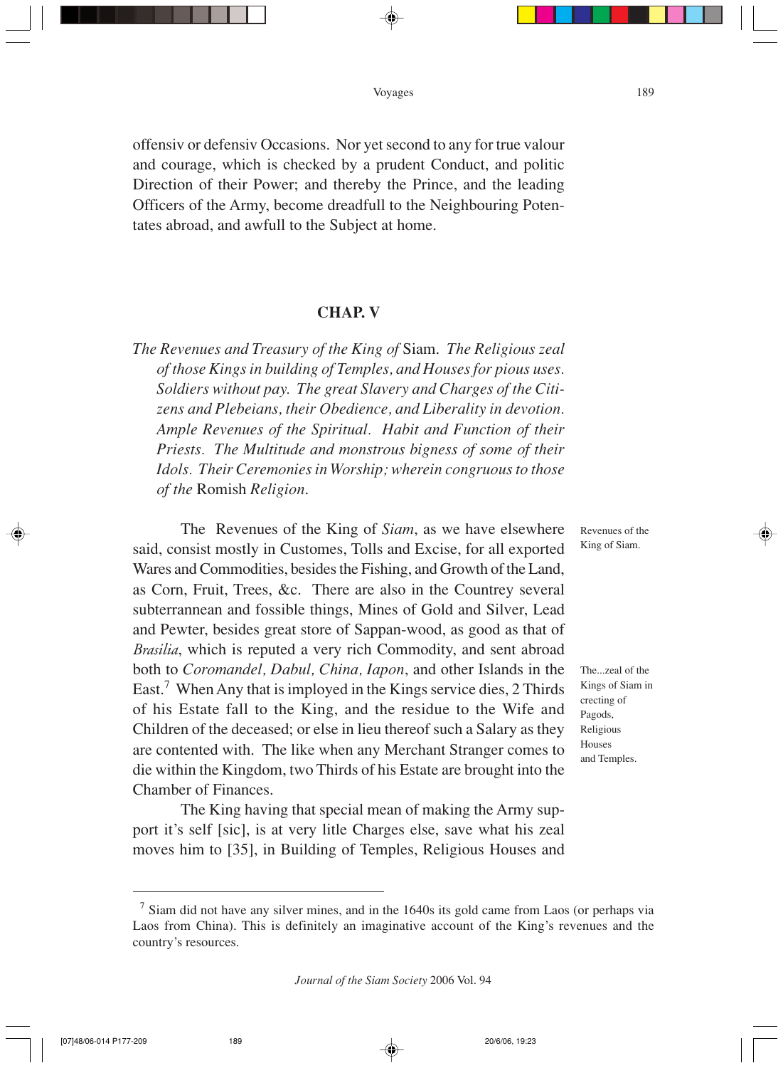offensiv or defensiv Occasions. Nor yet second to any for true valour and courage, which is checked by a prudent Conduct, and politic Direction of their Power; and thereby the Prince, and the leading Officers of the Army, become dreadfull to the Neighbouring Potentates abroad, and awfull to the Subject at home.

## CHAP. V

*The Revenues and Treasury of the King of* Siam. *The Religious zeal of those Kings in building of Temples, and Houses for pious uses. Soldiers without pay. The great Slavery and Charges of the Citizens and Plebeians, their Obedience, and Liberality in devotion. Ample Revenues of the Spiritual. Habit and Function of their Priests. The Multitude and monstrous bigness of some of their Idols. Their Ceremonies in Worship; wherein congruous to those of the* Romish *Religion.*

Revenues of the King of Siam.

The Revenues of the King of *Siam*, as we have elsewhere said, consist mostly in Customes, Tolls and Excise, for all exported Wares and Commodities, besides the Fishing, and Growth of the Land, as Corn, Fruit, Trees, &c. There are also in the Countrey several subterrannean and fossible things, Mines of Gold and Silver, Lead and Pewter, besides great store of Sappan-wood, as good as that of *Brasilia*, which is reputed a very rich Commodity, and sent abroad both to *Coromandel, Dabul, China, Iapon*, and other Islands in the East.[7] When Any that is imployed in the Kings service dies, 2 Thirds of his Estate fall to the King, and the residue to the Wife and Children of the deceased; or else in lieu thereof such a Salary as they are contented with. The like when any Merchant Stranger comes to die within the Kingdom, two Thirds of his Estate are brought into the Chamber of Finances.

The...zeal of the Kings of Siam in crecting of Pagods, Religious Houses and Temples.

The King having that special mean of making the Army support it's self [sic], is at very litle Charges else, save what his zeal moves him to [35], in Building of Temples, Religious Houses and

---

[7] Siam did not have any silver mines, and in the 1640s its gold came from Laos (or perhaps via Laos from China). This is definitely an imaginative account of the King's revenues and the country's resources.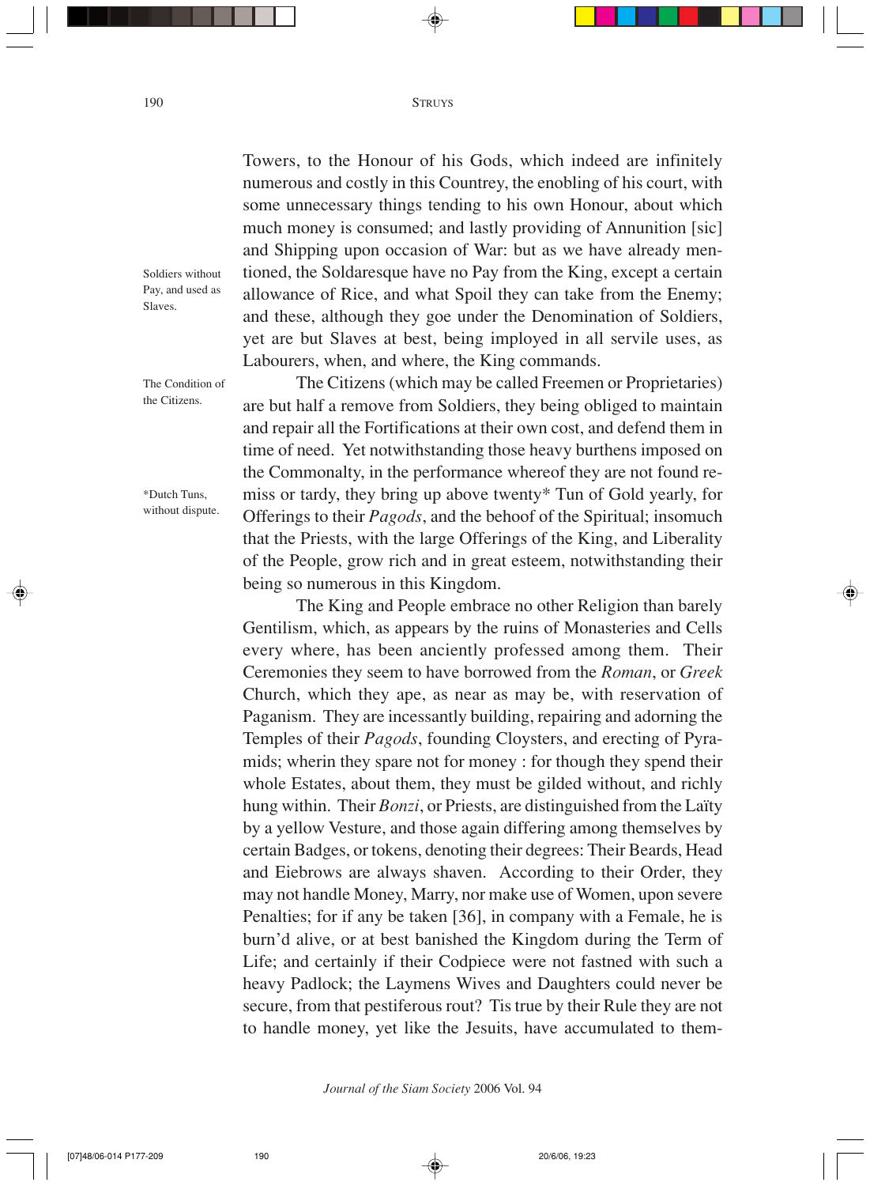Towers, to the Honour of his Gods, which indeed are infinitely numerous and costly in this Countrey, the enobling of his court, with some unnecessary things tending to his own Honour, about which much money is consumed; and lastly providing of Annunition [sic] and Shipping upon occasion of War: but as we have already mentioned, the Soldaresque have no Pay from the King, except a certain allowance of Rice, and what Spoil they can take from the Enemy; and these, although they goe under the Denomination of Soldiers, yet are but Slaves at best, being imployed in all servile uses, as Labourers, when, and where, the King commands.

Soldiers without Pay, and used as Slaves.

The Citizens (which may be called Freemen or Proprietaries) are but half a remove from Soldiers, they being obliged to maintain and repair all the Fortifications at their own cost, and defend them in time of need. Yet notwithstanding those heavy burthens imposed on the Commonalty, in the performance whereof they are not found remiss or tardy, they bring up above twenty* Tun of Gold yearly, for Offerings to their *Pagods*, and the behoof of the Spiritual; insomuch that the Priests, with the large Offerings of the King, and Liberality of the People, grow rich and in great esteem, notwithstanding their being so numerous in this Kingdom.

The Condition of the Citizens.

*Dutch Tuns, without dispute.

The King and People embrace no other Religion than barely Gentilism, which, as appears by the ruins of Monasteries and Cells every where, has been anciently professed among them. Their Ceremonies they seem to have borrowed from the *Roman*, or *Greek* Church, which they ape, as near as may be, with reservation of Paganism. They are incessantly building, repairing and adorning the Temples of their *Pagods*, founding Cloysters, and erecting of Pyramids; wherin they spare not for money : for though they spend their whole Estates, about them, they must be gilded without, and richly hung within. Their *Bonzi*, or Priests, are distinguished from the Laïty by a yellow Vesture, and those again differing among themselves by certain Badges, or tokens, denoting their degrees: Their Beards, Head and Eiebrows are always shaven. According to their Order, they may not handle Money, Marry, nor make use of Women, upon severe Penalties; for if any be taken [36], in company with a Female, he is burn'd alive, or at best banished the Kingdom during the Term of Life; and certainly if their Codpiece were not fastned with such a heavy Padlock; the Laymens Wives and Daughters could never be secure, from that pestiferous rout? Tis true by their Rule they are not to handle money, yet like the Jesuits, have accumulated to them-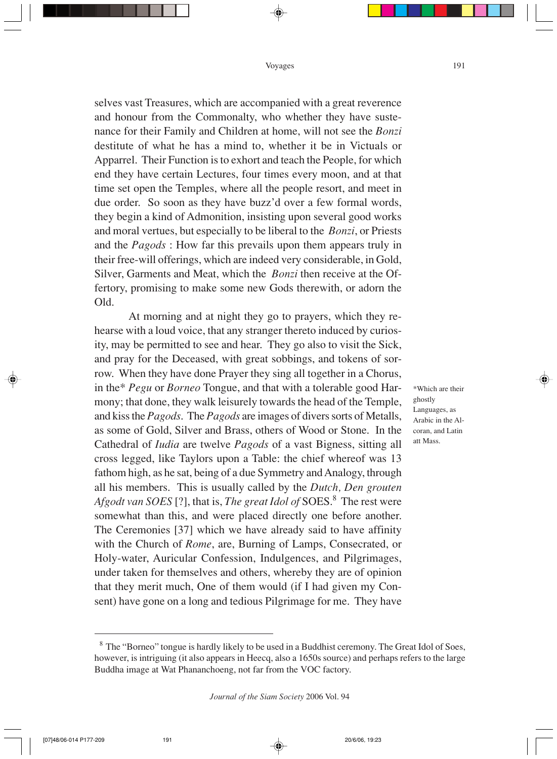selves vast Treasures, which are accompanied with a great reverence and honour from the Commonalty, who whether they have sustenance for their Family and Children at home, will not see the *Bonzi* destitute of what he has a mind to, whether it be in Victuals or Apparrel. Their Function is to exhort and teach the People, for which end they have certain Lectures, four times every moon, and at that time set open the Temples, where all the people resort, and meet in due order. So soon as they have buzz'd over a few formal words, they begin a kind of Admonition, insisting upon several good works and moral vertues, but especially to be liberal to the *Bonzi*, or Priests and the *Pagods* : How far this prevails upon them appears truly in their free-will offerings, which are indeed very considerable, in Gold, Silver, Garments and Meat, which the *Bonzi* then receive at the Offertory, promising to make some new Gods therewith, or adorn the Old.

At morning and at night they go to prayers, which they rehearse with a loud voice, that any stranger thereto induced by curiosity, may be permitted to see and hear. They go also to visit the Sick, and pray for the Deceased, with great sobbings, and tokens of sorrow. When they have done Prayer they sing all together in a Chorus, in the* *Pegu* or *Borneo* Tongue, and that with a tolerable good Harmony; that done, they walk leisurely towards the head of the Temple, and kiss the *Pagods*. The *Pagods* are images of divers sorts of Metalls, as some of Gold, Silver and Brass, others of Wood or Stone. In the Cathedral of *Iudia* are twelve *Pagods* of a vast Bigness, sitting all cross legged, like Taylors upon a Table: the chief whereof was 13 fathom high, as he sat, being of a due Symmetry and Analogy, through all his members. This is usually called by the *Dutch, Den grouten Afgodt van SOES* [?], that is, *The great Idol of* SOES.[8] The rest were somewhat than this, and were placed directly one before another. The Ceremonies [37] which we have already said to have affinity with the Church of *Rome*, are, Burning of Lamps, Consecrated, or Holy-water, Auricular Confession, Indulgences, and Pilgrimages, under taken for themselves and others, whereby they are of opinion that they merit much, One of them would (if I had given my Consent) have gone on a long and tedious Pilgrimage for me. They have

*Which are their ghostly Languages, as Arabic in the Alcoran, and Latin att Mass.

[8] The "Borneo" tongue is hardly likely to be used in a Buddhist ceremony. The Great Idol of Soes, however, is intriguing (it also appears in Heecq, also a 1650s source) and perhaps refers to the large Buddha image at Wat Phananchoeng, not far from the VOC factory.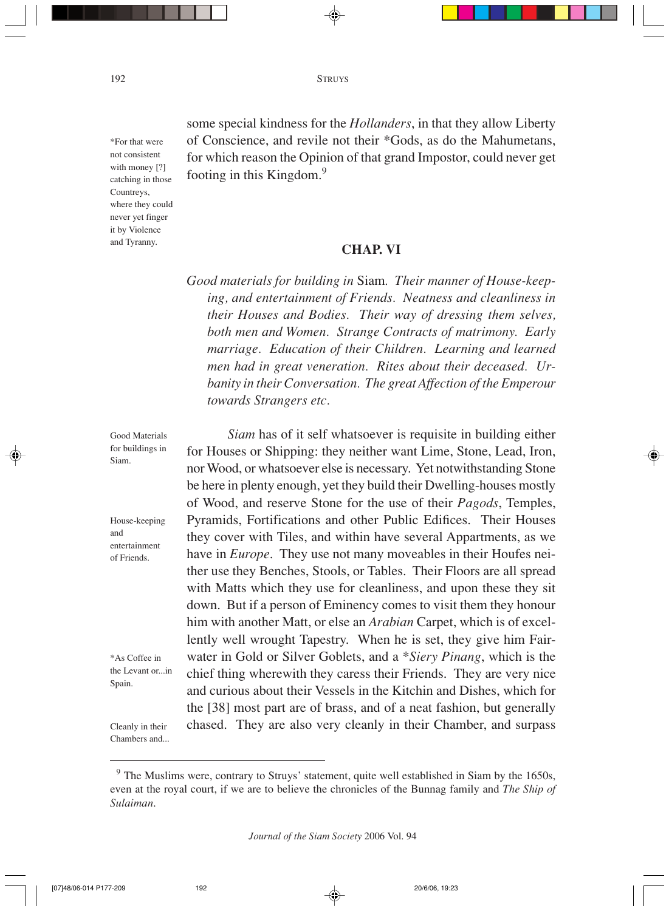some special kindness for the *Hollanders*, in that they allow Liberty of Conscience, and revile not their *Gods, as do the Mahumetans, for which reason the Opinion of that grand Impostor, could never get footing in this Kingdom.[9]

*For that were not consistent with money [?] catching in those Countreys, where they could never yet finger it by Violence and Tyranny.

## CHAP. VI

*Good materials for building in* Siam*. Their manner of House-keeping, and entertainment of Friends. Neatness and cleanliness in their Houses and Bodies. Their way of dressing them selves, both men and Women. Strange Contracts of matrimony. Early marriage. Education of their Children. Learning and learned men had in great veneration. Rites about their deceased. Urbanity in their Conversation. The great Affection of the Emperour towards Strangers etc.*

Good Materials for buildings in Siam.

*Siam* has of it self whatsoever is requisite in building either for Houses or Shipping: they neither want Lime, Stone, Lead, Iron, nor Wood, or whatsoever else is necessary. Yet notwithstanding Stone be here in plenty enough, yet they build their Dwelling-houses mostly of Wood, and reserve Stone for the use of their *Pagods*, Temples, Pyramids, Fortifications and other Public Edifices. Their Houses they cover with Tiles, and within have several Appartments, as we have in *Europe*. They use not many moveables in their Houfes neither use they Benches, Stools, or Tables. Their Floors are all spread with Matts which they use for cleanliness, and upon these they sit down. But if a person of Eminency comes to visit them they honour him with another Matt, or else an *Arabian* Carpet, which is of excellently well wrought Tapestry. When he is set, they give him Fair-water in Gold or Silver Goblets, and a **Siery Pinang*, which is the chief thing wherewith they caress their Friends. They are very nice and curious about their Vessels in the Kitchin and Dishes, which for the [38] most part are of brass, and of a neat fashion, but generally chased. They are also very cleanly in their Chamber, and surpass

House-keeping and entertainment of Friends.

*As Coffee in the Levant or...in Spain.

Cleanly in their Chambers and...

---

[9] The Muslims were, contrary to Struys' statement, quite well established in Siam by the 1650s, even at the royal court, if we are to believe the chronicles of the Bunnag family and *The Ship of Sulaiman*.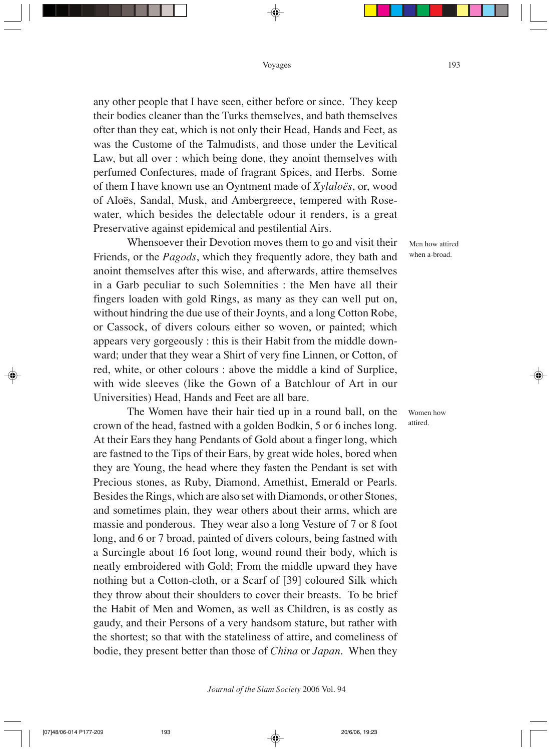any other people that I have seen, either before or since. They keep their bodies cleaner than the Turks themselves, and bath themselves ofter than they eat, which is not only their Head, Hands and Feet, as was the Custome of the Talmudists, and those under the Levitical Law, but all over : which being done, they anoint themselves with perfumed Confectures, made of fragrant Spices, and Herbs. Some of them I have known use an Oyntment made of *Xylaloës*, or, wood of Aloës, Sandal, Musk, and Ambergreece, tempered with Rose-water, which besides the delectable odour it renders, is a great Preservative against epidemical and pestilential Airs.

Men how attired when a-broad.

Whensoever their Devotion moves them to go and visit their Friends, or the *Pagods*, which they frequently adore, they bath and anoint themselves after this wise, and afterwards, attire themselves in a Garb peculiar to such Solemnities : the Men have all their fingers loaden with gold Rings, as many as they can well put on, without hindring the due use of their Joynts, and a long Cotton Robe, or Cassock, of divers colours either so woven, or painted; which appears very gorgeously : this is their Habit from the middle downward; under that they wear a Shirt of very fine Linnen, or Cotton, of red, white, or other colours : above the middle a kind of Surplice, with wide sleeves (like the Gown of a Batchlour of Art in our Universities) Head, Hands and Feet are all bare.

Women how attired.

The Women have their hair tied up in a round ball, on the crown of the head, fastned with a golden Bodkin, 5 or 6 inches long. At their Ears they hang Pendants of Gold about a finger long, which are fastned to the Tips of their Ears, by great wide holes, bored when they are Young, the head where they fasten the Pendant is set with Precious stones, as Ruby, Diamond, Amethist, Emerald or Pearls. Besides the Rings, which are also set with Diamonds, or other Stones, and sometimes plain, they wear others about their arms, which are massie and ponderous. They wear also a long Vesture of 7 or 8 foot long, and 6 or 7 broad, painted of divers colours, being fastned with a Surcingle about 16 foot long, wound round their body, which is neatly embroidered with Gold; From the middle upward they have nothing but a Cotton-cloth, or a Scarf of [39] coloured Silk which they throw about their shoulders to cover their breasts. To be brief the Habit of Men and Women, as well as Children, is as costly as gaudy, and their Persons of a very handsom stature, but rather with the shortest; so that with the stateliness of attire, and comeliness of bodie, they present better than those of *China* or *Japan*. When they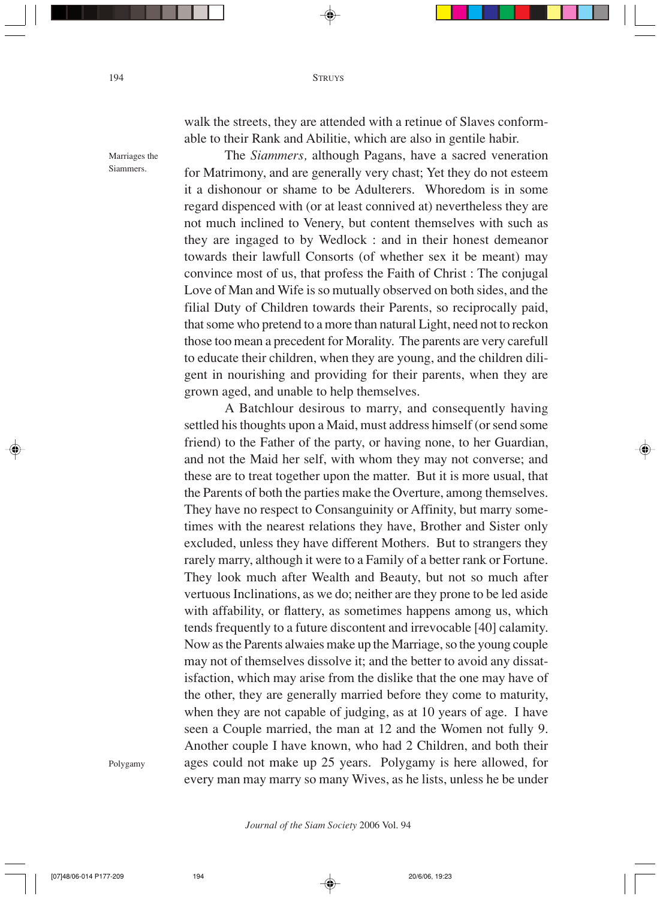walk the streets, they are attended with a retinue of Slaves conformable to their Rank and Abilitie, which are also in gentile habir.

Marginal note: Marriages the Siammers.

The *Siammers,* although Pagans, have a sacred veneration for Matrimony, and are generally very chast; Yet they do not esteem it a dishonour or shame to be Adulterers. Whoredom is in some regard dispenced with (or at least connived at) nevertheless they are not much inclined to Venery, but content themselves with such as they are ingaged to by Wedlock : and in their honest demeanor towards their lawfull Consorts (of whether sex it be meant) may convince most of us, that profess the Faith of Christ : The conjugal Love of Man and Wife is so mutually observed on both sides, and the filial Duty of Children towards their Parents, so reciprocally paid, that some who pretend to a more than natural Light, need not to reckon those too mean a precedent for Morality. The parents are very carefull to educate their children, when they are young, and the children diligent in nourishing and providing for their parents, when they are grown aged, and unable to help themselves.

A Batchlour desirous to marry, and consequently having settled his thoughts upon a Maid, must address himself (or send some friend) to the Father of the party, or having none, to her Guardian, and not the Maid her self, with whom they may not converse; and these are to treat together upon the matter. But it is more usual, that the Parents of both the parties make the Overture, among themselves. They have no respect to Consanguinity or Affinity, but marry sometimes with the nearest relations they have, Brother and Sister only excluded, unless they have different Mothers. But to strangers they rarely marry, although it were to a Family of a better rank or Fortune. They look much after Wealth and Beauty, but not so much after vertuous Inclinations, as we do; neither are they prone to be led aside with affability, or flattery, as sometimes happens among us, which tends frequently to a future discontent and irrevocable [40] calamity. Now as the Parents alwaies make up the Marriage, so the young couple may not of themselves dissolve it; and the better to avoid any dissatisfaction, which may arise from the dislike that the one may have of the other, they are generally married before they come to maturity, when they are not capable of judging, as at 10 years of age. I have seen a Couple married, the man at 12 and the Women not fully 9. Another couple I have known, who had 2 Children, and both their ages could not make up 25 years. Polygamy is here allowed, for every man may marry so many Wives, as he lists, unless he be under

Marginal note: Polygamy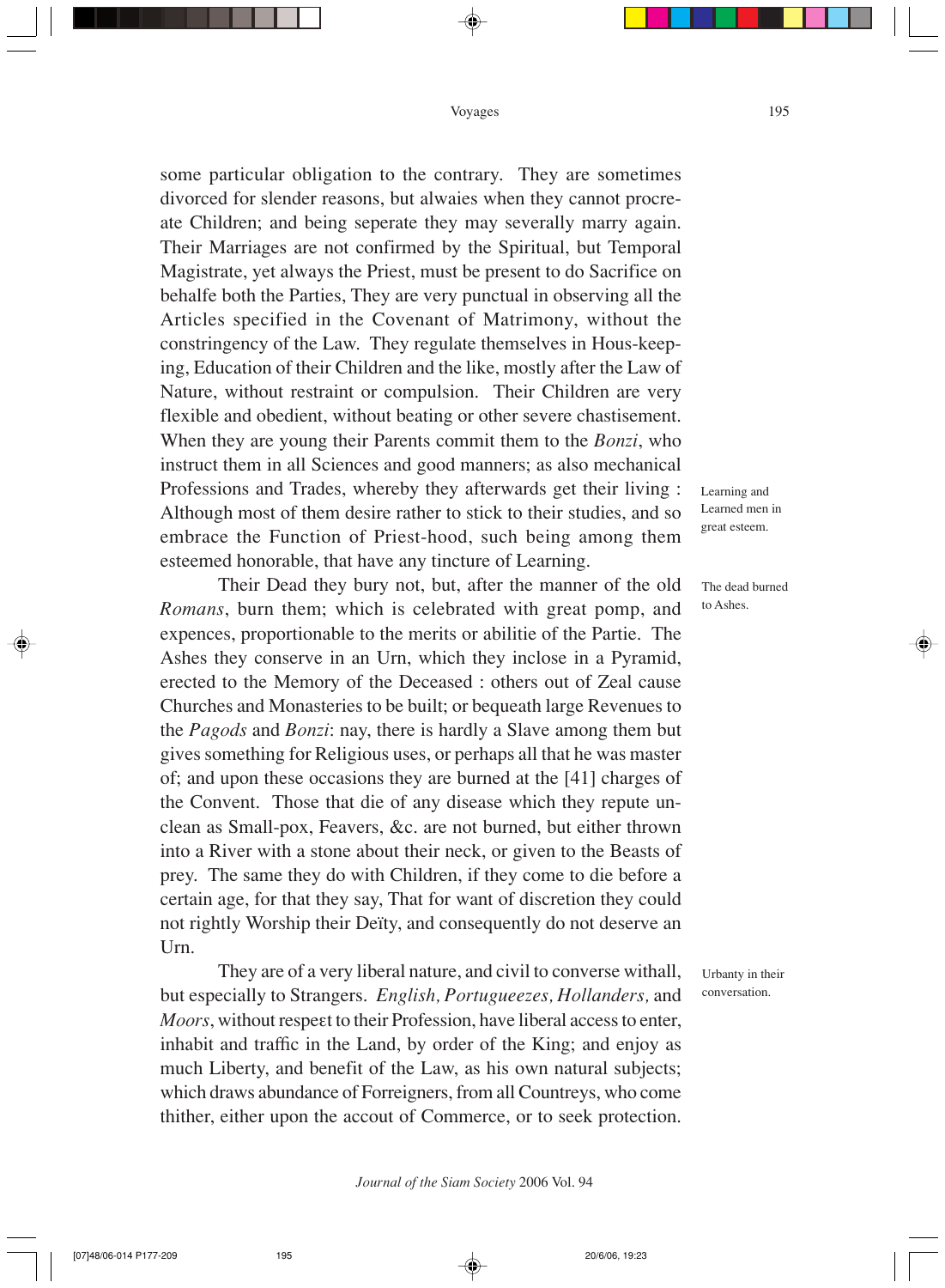some particular obligation to the contrary. They are sometimes divorced for slender reasons, but alwaies when they cannot procreate Children; and being seperate they may severally marry again. Their Marriages are not confirmed by the Spiritual, but Temporal Magistrate, yet always the Priest, must be present to do Sacrifice on behalfe both the Parties, They are very punctual in observing all the Articles specified in the Covenant of Matrimony, without the constringency of the Law. They regulate themselves in Hous-keeping, Education of their Children and the like, mostly after the Law of Nature, without restraint or compulsion. Their Children are very flexible and obedient, without beating or other severe chastisement. When they are young their Parents commit them to the *Bonzi*, who instruct them in all Sciences and good manners; as also mechanical Professions and Trades, whereby they afterwards get their living : Although most of them desire rather to stick to their studies, and so embrace the Function of Priest-hood, such being among them esteemed honorable, that have any tincture of Learning.

Learning and Learned men in great esteem.

Their Dead they bury not, but, after the manner of the old *Romans*, burn them; which is celebrated with great pomp, and expences, proportionable to the merits or abilitie of the Partie. The Ashes they conserve in an Urn, which they inclose in a Pyramid, erected to the Memory of the Deceased : others out of Zeal cause Churches and Monasteries to be built; or bequeath large Revenues to the *Pagods* and *Bonzi*: nay, there is hardly a Slave among them but gives something for Religious uses, or perhaps all that he was master of; and upon these occasions they are burned at the [41] charges of the Convent. Those that die of any disease which they repute unclean as Small-pox, Feavers, &c. are not burned, but either thrown into a River with a stone about their neck, or given to the Beasts of prey. The same they do with Children, if they come to die before a certain age, for that they say, That for want of discretion they could not rightly Worship their Deïty, and consequently do not deserve an Urn.

The dead burned to Ashes.

They are of a very liberal nature, and civil to converse withall, but especially to Strangers. *English, Portugueezes, Hollanders,* and *Moors*, without respeɛt to their Profession, have liberal access to enter, inhabit and traffic in the Land, by order of the King; and enjoy as much Liberty, and benefit of the Law, as his own natural subjects; which draws abundance of Forreigners, from all Countreys, who come thither, either upon the accout of Commerce, or to seek protection.

Urbanty in their conversation.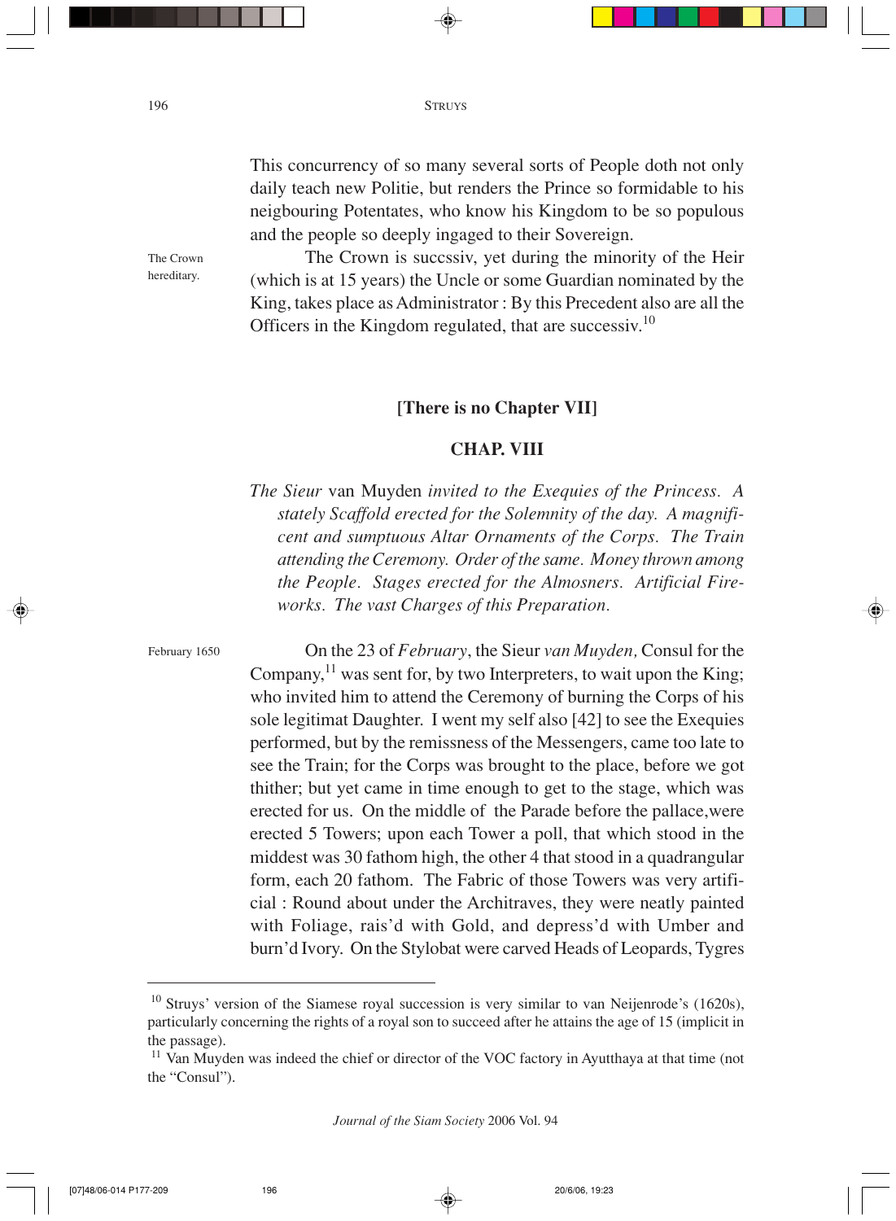This concurrency of so many several sorts of People doth not only daily teach new Politie, but renders the Prince so formidable to his neigbouring Potentates, who know his Kingdom to be so populous and the people so deeply ingaged to their Sovereign.

The Crown hereditary.

The Crown is succssiv, yet during the minority of the Heir (which is at 15 years) the Uncle or some Guardian nominated by the King, takes place as Administrator : By this Precedent also are all the Officers in the Kingdom regulated, that are successiv.[10]

**[There is no Chapter VII]**

## CHAP. VIII

*The Sieur* van Muyden *invited to the Exequies of the Princess. A stately Scaffold erected for the Solemnity of the day. A magnificent and sumptuous Altar Ornaments of the Corps. The Train attending the Ceremony. Order of the same. Money thrown among the People. Stages erected for the Almosners. Artificial Fireworks. The vast Charges of this Preparation.*

February 1650

On the 23 of *February*, the Sieur *van Muyden,* Consul for the Company,[11] was sent for, by two Interpreters, to wait upon the King; who invited him to attend the Ceremony of burning the Corps of his sole legitimat Daughter. I went my self also [42] to see the Exequies performed, but by the remissness of the Messengers, came too late to see the Train; for the Corps was brought to the place, before we got thither; but yet came in time enough to get to the stage, which was erected for us. On the middle of the Parade before the pallace,were erected 5 Towers; upon each Tower a poll, that which stood in the middest was 30 fathom high, the other 4 that stood in a quadrangular form, each 20 fathom. The Fabric of those Towers was very artificial : Round about under the Architraves, they were neatly painted with Foliage, rais'd with Gold, and depress'd with Umber and burn'd Ivory. On the Stylobat were carved Heads of Leopards, Tygres

---

[10] Struys' version of the Siamese royal succession is very similar to van Neijenrode's (1620s), particularly concerning the rights of a royal son to succeed after he attains the age of 15 (implicit in the passage).

[11] Van Muyden was indeed the chief or director of the VOC factory in Ayutthaya at that time (not the "Consul").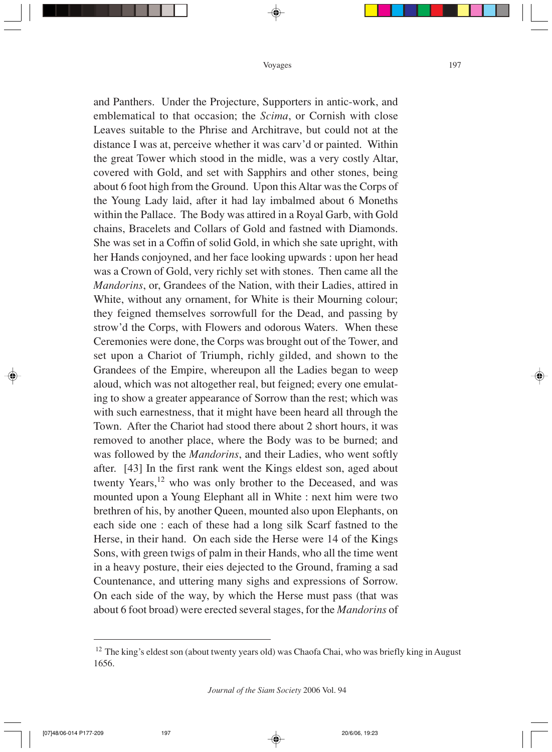and Panthers. Under the Projecture, Supporters in antic-work, and emblematical to that occasion; the *Scima*, or Cornish with close Leaves suitable to the Phrise and Architrave, but could not at the distance I was at, perceive whether it was carv'd or painted. Within the great Tower which stood in the midle, was a very costly Altar, covered with Gold, and set with Sapphirs and other stones, being about 6 foot high from the Ground. Upon this Altar was the Corps of the Young Lady laid, after it had lay imbalmed about 6 Moneths within the Pallace. The Body was attired in a Royal Garb, with Gold chains, Bracelets and Collars of Gold and fastned with Diamonds. She was set in a Coffin of solid Gold, in which she sate upright, with her Hands conjoyned, and her face looking upwards : upon her head was a Crown of Gold, very richly set with stones. Then came all the *Mandorins*, or, Grandees of the Nation, with their Ladies, attired in White, without any ornament, for White is their Mourning colour; they feigned themselves sorrowfull for the Dead, and passing by strow'd the Corps, with Flowers and odorous Waters. When these Ceremonies were done, the Corps was brought out of the Tower, and set upon a Chariot of Triumph, richly gilded, and shown to the Grandees of the Empire, whereupon all the Ladies began to weep aloud, which was not altogether real, but feigned; every one emulating to show a greater appearance of Sorrow than the rest; which was with such earnestness, that it might have been heard all through the Town. After the Chariot had stood there about 2 short hours, it was removed to another place, where the Body was to be burned; and was followed by the *Mandorins*, and their Ladies, who went softly after. [43] In the first rank went the Kings eldest son, aged about twenty Years,[12] who was only brother to the Deceased, and was mounted upon a Young Elephant all in White : next him were two brethren of his, by another Queen, mounted also upon Elephants, on each side one : each of these had a long silk Scarf fastned to the Herse, in their hand. On each side the Herse were 14 of the Kings Sons, with green twigs of palm in their Hands, who all the time went in a heavy posture, their eies dejected to the Ground, framing a sad Countenance, and uttering many sighs and expressions of Sorrow. On each side of the way, by which the Herse must pass (that was about 6 foot broad) were erected several stages, for the *Mandorins* of

---

[12] The king's eldest son (about twenty years old) was Chaofa Chai, who was briefly king in August 1656.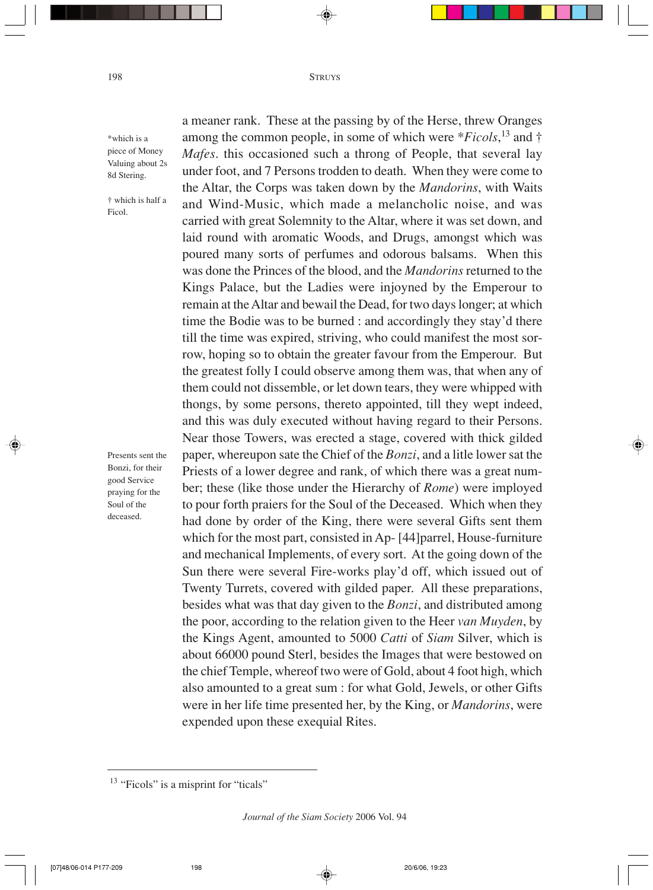a meaner rank. These at the passing by of the Herse, threw Oranges among the common people, in some of which were \**Ficols*,[13] and † *Mafes*. this occasioned such a throng of People, that several lay under foot, and 7 Persons trodden to death. When they were come to the Altar, the Corps was taken down by the *Mandorins*, with Waits and Wind-Music, which made a melancholic noise, and was carried with great Solemnity to the Altar, where it was set down, and laid round with aromatic Woods, and Drugs, amongst which was poured many sorts of perfumes and odorous balsams. When this was done the Princes of the blood, and the *Mandorins* returned to the Kings Palace, but the Ladies were injoyned by the Emperour to remain at the Altar and bewail the Dead, for two days longer; at which time the Bodie was to be burned : and accordingly they stay'd there till the time was expired, striving, who could manifest the most sorrow, hoping so to obtain the greater favour from the Emperour. But the greatest folly I could observe among them was, that when any of them could not dissemble, or let down tears, they were whipped with thongs, by some persons, thereto appointed, till they wept indeed, and this was duly executed without having regard to their Persons. Near those Towers, was erected a stage, covered with thick gilded paper, whereupon sate the Chief of the *Bonzi*, and a litle lower sat the Priests of a lower degree and rank, of which there was a great number; these (like those under the Hierarchy of *Rome*) were imployed to pour forth praiers for the Soul of the Deceased. Which when they had done by order of the King, there were several Gifts sent them which for the most part, consisted in Ap- [44]parrel, House-furniture and mechanical Implements, of every sort. At the going down of the Sun there were several Fire-works play'd off, which issued out of Twenty Turrets, covered with gilded paper. All these preparations, besides what was that day given to the *Bonzi*, and distributed among the poor, according to the relation given to the Heer *van Muyden*, by the Kings Agent, amounted to 5000 *Catti* of *Siam* Silver, which is about 66000 pound Sterl, besides the Images that were bestowed on the chief Temple, whereof two were of Gold, about 4 foot high, which also amounted to a great sum : for what Gold, Jewels, or other Gifts were in her life time presented her, by the King, or *Mandorins*, were expended upon these exequial Rites.

*which is a piece of Money Valuing about 2s 8d Stering.

† which is half a Ficol.

Presents sent the Bonzi, for their good Service praying for the Soul of the deceased.

---

[13] "Ficols" is a misprint for "ticals"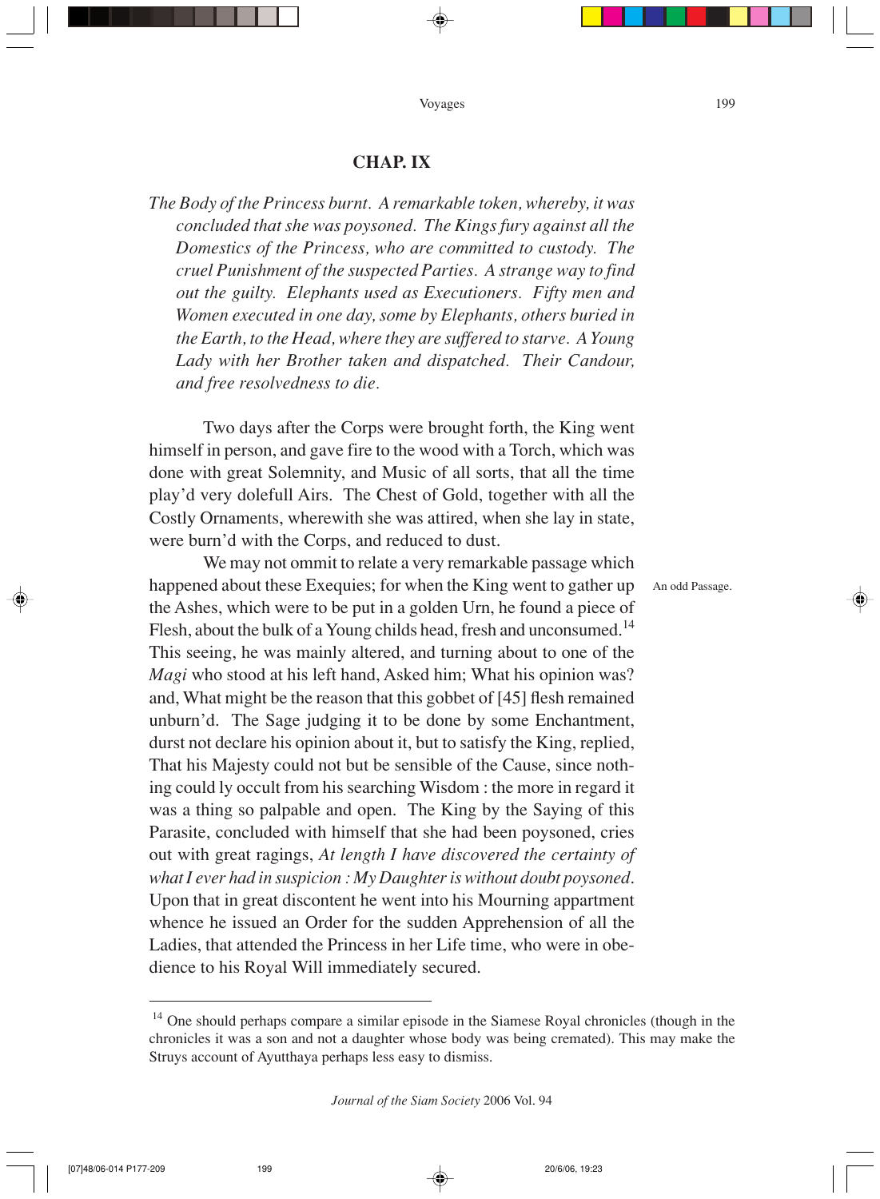## CHAP. IX

*The Body of the Princess burnt. A remarkable token, whereby, it was concluded that she was poysoned. The Kings fury against all the Domestics of the Princess, who are committed to custody. The cruel Punishment of the suspected Parties. A strange way to find out the guilty. Elephants used as Executioners. Fifty men and Women executed in one day, some by Elephants, others buried in the Earth, to the Head, where they are suffered to starve. A Young Lady with her Brother taken and dispatched. Their Candour, and free resolvedness to die.*

Two days after the Corps were brought forth, the King went himself in person, and gave fire to the wood with a Torch, which was done with great Solemnity, and Music of all sorts, that all the time play'd very dolefull Airs. The Chest of Gold, together with all the Costly Ornaments, wherewith she was attired, when she lay in state, were burn'd with the Corps, and reduced to dust.

An odd Passage.

We may not ommit to relate a very remarkable passage which happened about these Exequies; for when the King went to gather up the Ashes, which were to be put in a golden Urn, he found a piece of Flesh, about the bulk of a Young childs head, fresh and unconsumed.[14] This seeing, he was mainly altered, and turning about to one of the *Magi* who stood at his left hand, Asked him; What his opinion was? and, What might be the reason that this gobbet of [45] flesh remained unburn'd. The Sage judging it to be done by some Enchantment, durst not declare his opinion about it, but to satisfy the King, replied, That his Majesty could not but be sensible of the Cause, since nothing could ly occult from his searching Wisdom : the more in regard it was a thing so palpable and open. The King by the Saying of this Parasite, concluded with himself that she had been poysoned, cries out with great ragings, *At length I have discovered the certainty of what I ever had in suspicion : My Daughter is without doubt poysoned*. Upon that in great discontent he went into his Mourning appartment whence he issued an Order for the sudden Apprehension of all the Ladies, that attended the Princess in her Life time, who were in obedience to his Royal Will immediately secured.

---

[14] One should perhaps compare a similar episode in the Siamese Royal chronicles (though in the chronicles it was a son and not a daughter whose body was being cremated). This may make the Struys account of Ayutthaya perhaps less easy to dismiss.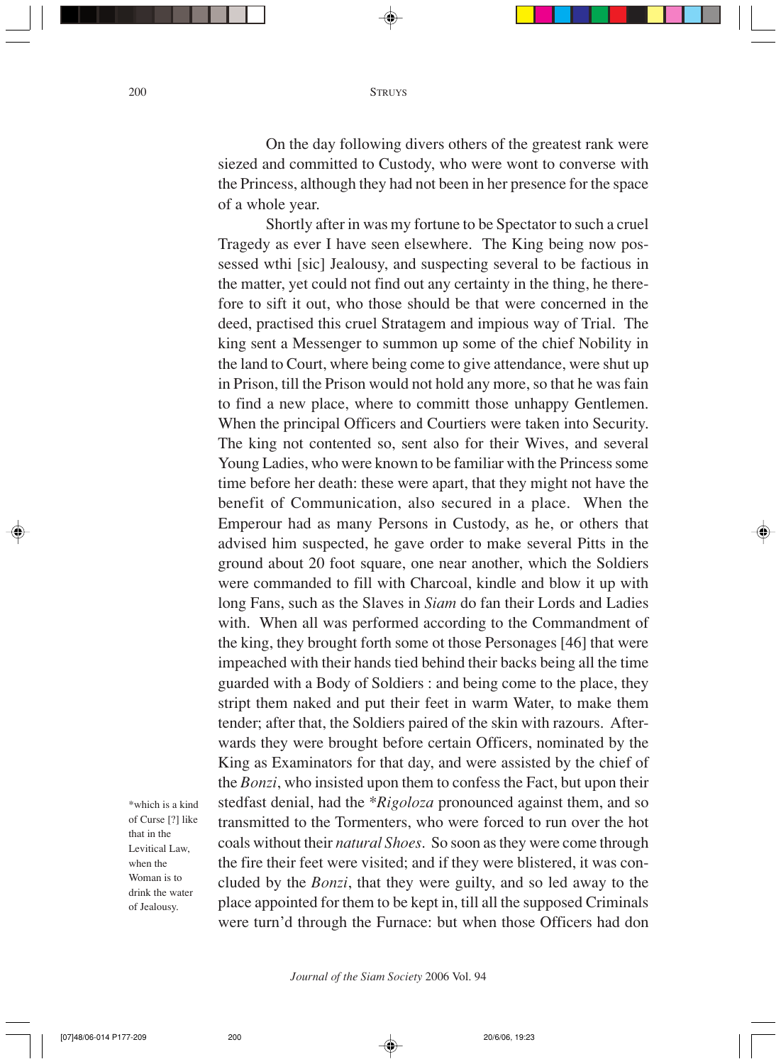On the day following divers others of the greatest rank were siezed and committed to Custody, who were wont to converse with the Princess, although they had not been in her presence for the space of a whole year.

Shortly after in was my fortune to be Spectator to such a cruel Tragedy as ever I have seen elsewhere. The King being now possessed wthi [sic] Jealousy, and suspecting several to be factious in the matter, yet could not find out any certainty in the thing, he therefore to sift it out, who those should be that were concerned in the deed, practised this cruel Stratagem and impious way of Trial. The king sent a Messenger to summon up some of the chief Nobility in the land to Court, where being come to give attendance, were shut up in Prison, till the Prison would not hold any more, so that he was fain to find a new place, where to committ those unhappy Gentlemen. When the principal Officers and Courtiers were taken into Security. The king not contented so, sent also for their Wives, and several Young Ladies, who were known to be familiar with the Princess some time before her death: these were apart, that they might not have the benefit of Communication, also secured in a place. When the Emperour had as many Persons in Custody, as he, or others that advised him suspected, he gave order to make several Pitts in the ground about 20 foot square, one near another, which the Soldiers were commanded to fill with Charcoal, kindle and blow it up with long Fans, such as the Slaves in *Siam* do fan their Lords and Ladies with. When all was performed according to the Commandment of the king, they brought forth some ot those Personages [46] that were impeached with their hands tied behind their backs being all the time guarded with a Body of Soldiers : and being come to the place, they stript them naked and put their feet in warm Water, to make them tender; after that, the Soldiers paired of the skin with razours. Afterwards they were brought before certain Officers, nominated by the King as Examinators for that day, and were assisted by the chief of the *Bonzi*, who insisted upon them to confess the Fact, but upon their stedfast denial, had the **Rigoloza* pronounced against them, and so transmitted to the Tormenters, who were forced to run over the hot coals without their *natural Shoes*. So soon as they were come through the fire their feet were visited; and if they were blistered, it was concluded by the *Bonzi*, that they were guilty, and so led away to the place appointed for them to be kept in, till all the supposed Criminals were turn'd through the Furnace: but when those Officers had don

*which is a kind of Curse [?] like that in the Levitical Law, when the Woman is to drink the water of Jealousy.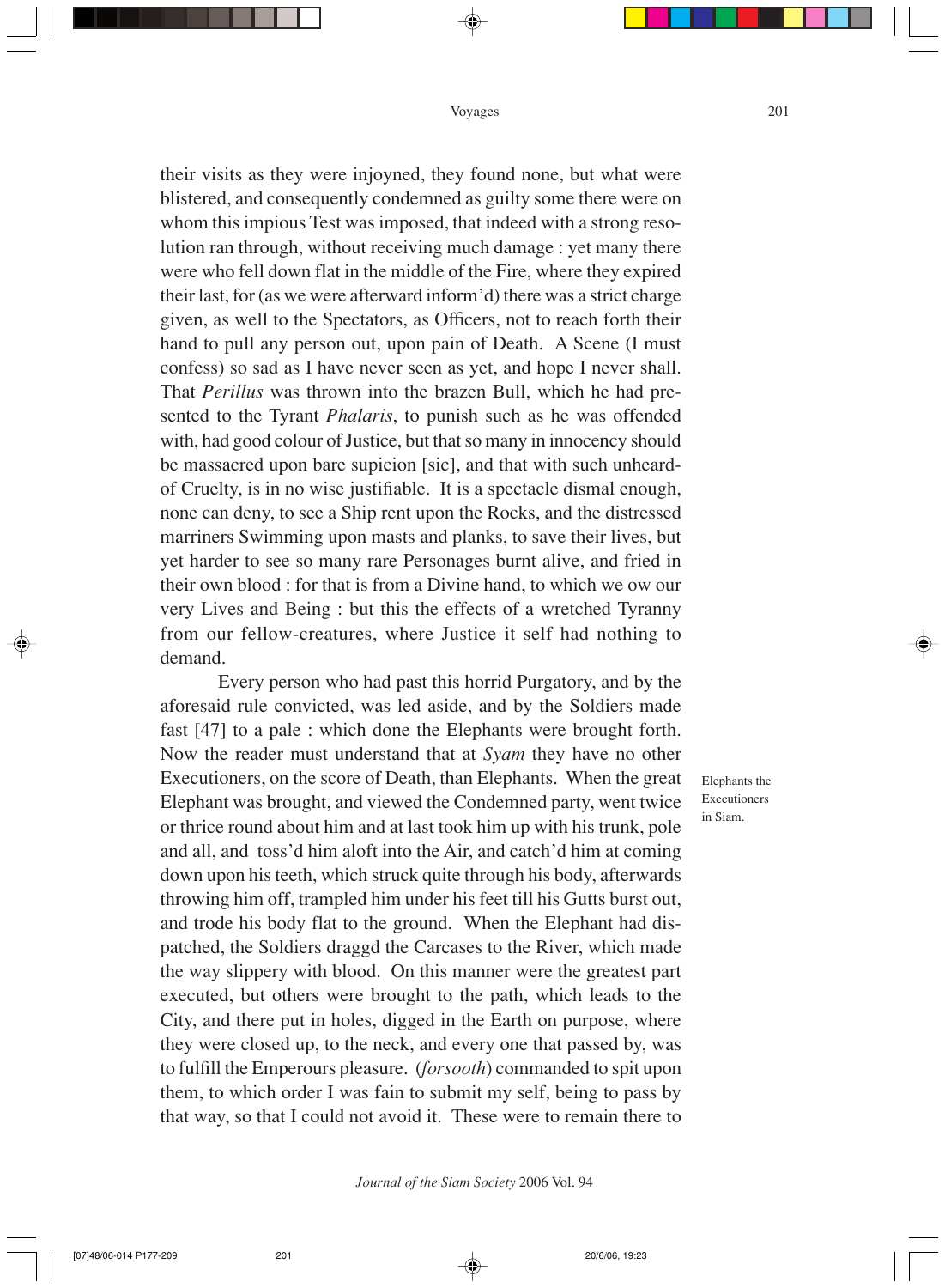their visits as they were injoyned, they found none, but what were blistered, and consequently condemned as guilty some there were on whom this impious Test was imposed, that indeed with a strong resolution ran through, without receiving much damage : yet many there were who fell down flat in the middle of the Fire, where they expired their last, for (as we were afterward inform'd) there was a strict charge given, as well to the Spectators, as Officers, not to reach forth their hand to pull any person out, upon pain of Death. A Scene (I must confess) so sad as I have never seen as yet, and hope I never shall. That *Perillus* was thrown into the brazen Bull, which he had presented to the Tyrant *Phalaris*, to punish such as he was offended with, had good colour of Justice, but that so many in innocency should be massacred upon bare supicion [sic], and that with such unheard-of Cruelty, is in no wise justifiable. It is a spectacle dismal enough, none can deny, to see a Ship rent upon the Rocks, and the distressed marriners Swimming upon masts and planks, to save their lives, but yet harder to see so many rare Personages burnt alive, and fried in their own blood : for that is from a Divine hand, to which we ow our very Lives and Being : but this the effects of a wretched Tyranny from our fellow-creatures, where Justice it self had nothing to demand.

Every person who had past this horrid Purgatory, and by the aforesaid rule convicted, was led aside, and by the Soldiers made fast [47] to a pale : which done the Elephants were brought forth. Now the reader must understand that at *Syam* they have no other Executioners, on the score of Death, than Elephants. When the great Elephant was brought, and viewed the Condemned party, went twice or thrice round about him and at last took him up with his trunk, pole and all, and toss'd him aloft into the Air, and catch'd him at coming down upon his teeth, which struck quite through his body, afterwards throwing him off, trampled him under his feet till his Gutts burst out, and trode his body flat to the ground. When the Elephant had dispatched, the Soldiers draggd the Carcases to the River, which made the way slippery with blood. On this manner were the greatest part executed, but others were brought to the path, which leads to the City, and there put in holes, digged in the Earth on purpose, where they were closed up, to the neck, and every one that passed by, was to fulfill the Emperours pleasure. (*forsooth*) commanded to spit upon them, to which order I was fain to submit my self, being to pass by that way, so that I could not avoid it. These were to remain there to

Elephants the Executioners in Siam.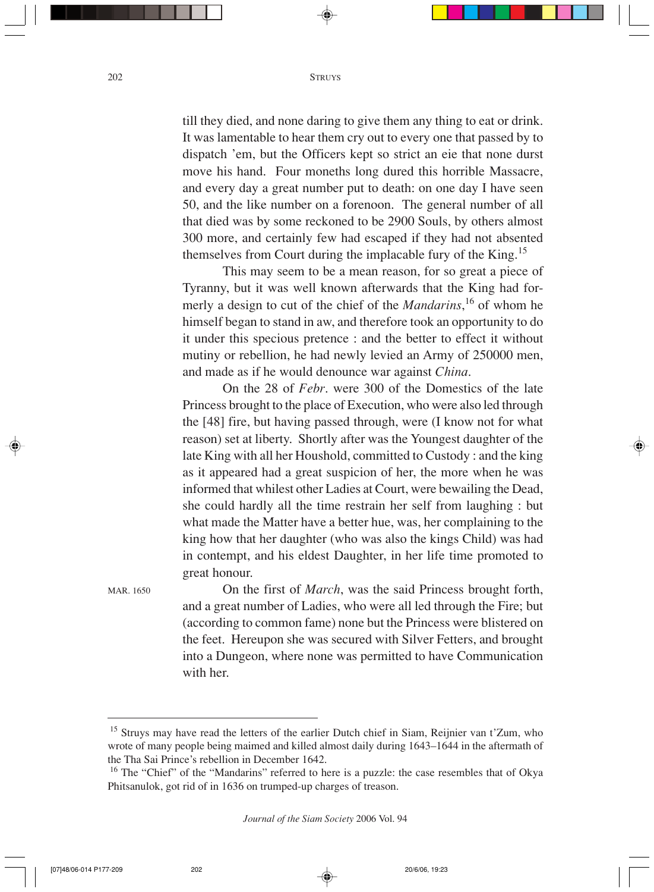till they died, and none daring to give them any thing to eat or drink. It was lamentable to hear them cry out to every one that passed by to dispatch 'em, but the Officers kept so strict an eie that none durst move his hand. Four moneths long dured this horrible Massacre, and every day a great number put to death: on one day I have seen 50, and the like number on a forenoon. The general number of all that died was by some reckoned to be 2900 Souls, by others almost 300 more, and certainly few had escaped if they had not absented themselves from Court during the implacable fury of the King.[15]

This may seem to be a mean reason, for so great a piece of Tyranny, but it was well known afterwards that the King had formerly a design to cut of the chief of the *Mandarins*,[16] of whom he himself began to stand in aw, and therefore took an opportunity to do it under this specious pretence : and the better to effect it without mutiny or rebellion, he had newly levied an Army of 250000 men, and made as if he would denounce war against *China*.

On the 28 of *Febr*. were 300 of the Domestics of the late Princess brought to the place of Execution, who were also led through the [48] fire, but having passed through, were (I know not for what reason) set at liberty. Shortly after was the Youngest daughter of the late King with all her Houshold, committed to Custody : and the king as it appeared had a great suspicion of her, the more when he was informed that whilest other Ladies at Court, were bewailing the Dead, she could hardly all the time restrain her self from laughing : but what made the Matter have a better hue, was, her complaining to the king how that her daughter (who was also the kings Child) was had in contempt, and his eldest Daughter, in her life time promoted to great honour.

MAR. 1650

On the first of *March*, was the said Princess brought forth, and a great number of Ladies, who were all led through the Fire; but (according to common fame) none but the Princess were blistered on the feet. Hereupon she was secured with Silver Fetters, and brought into a Dungeon, where none was permitted to have Communication with her.

---

[15] Struys may have read the letters of the earlier Dutch chief in Siam, Reijnier van t'Zum, who wrote of many people being maimed and killed almost daily during 1643–1644 in the aftermath of the Tha Sai Prince's rebellion in December 1642.

[16] The "Chief" of the "Mandarins" referred to here is a puzzle: the case resembles that of Okya Phitsanulok, got rid of in 1636 on trumped-up charges of treason.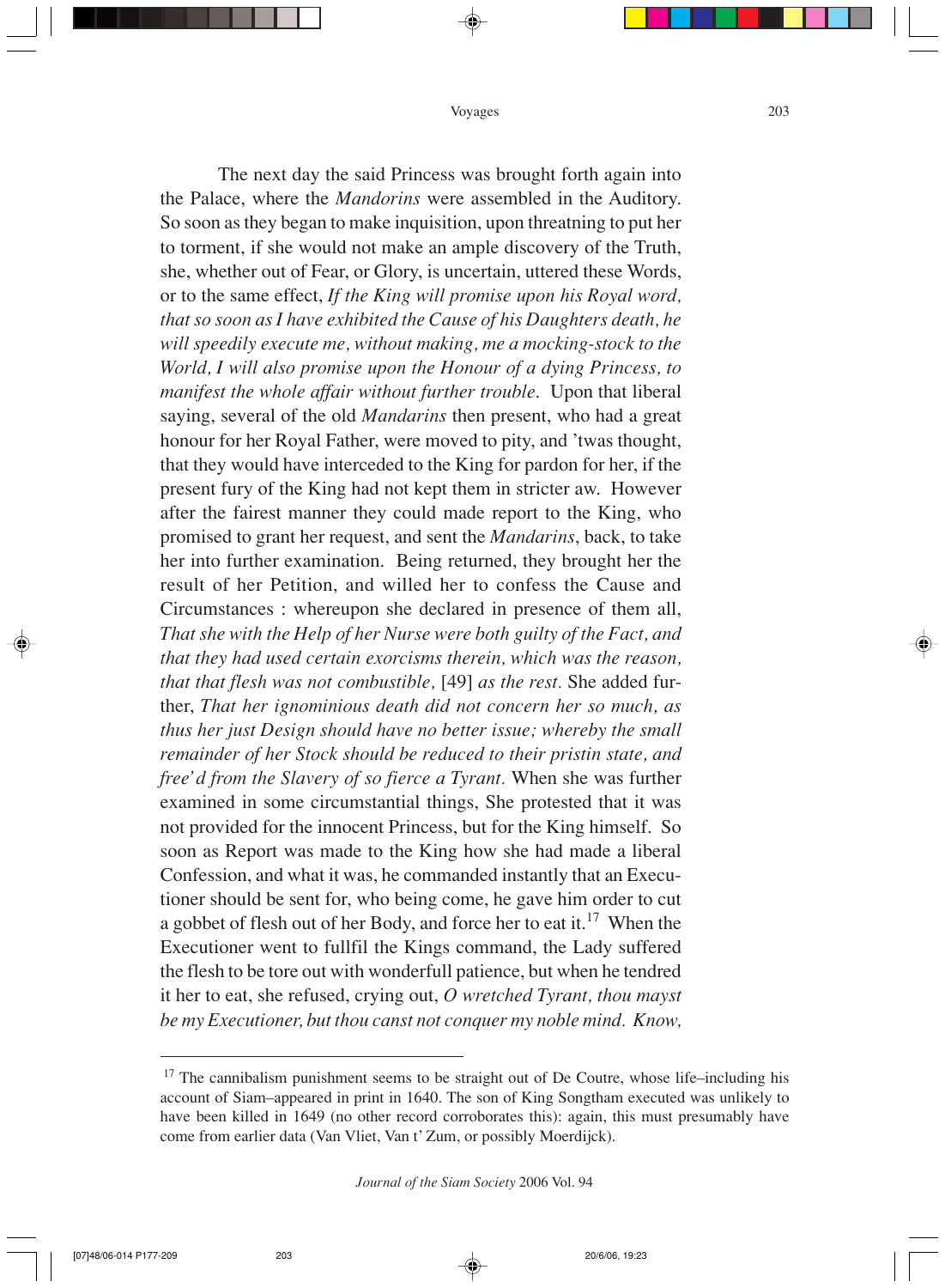The next day the said Princess was brought forth again into the Palace, where the *Mandorins* were assembled in the Auditory. So soon as they began to make inquisition, upon threatning to put her to torment, if she would not make an ample discovery of the Truth, she, whether out of Fear, or Glory, is uncertain, uttered these Words, or to the same effect, *If the King will promise upon his Royal word, that so soon as I have exhibited the Cause of his Daughters death, he will speedily execute me, without making, me a mocking-stock to the World, I will also promise upon the Honour of a dying Princess, to manifest the whole affair without further trouble*. Upon that liberal saying, several of the old *Mandarins* then present, who had a great honour for her Royal Father, were moved to pity, and 'twas thought, that they would have interceded to the King for pardon for her, if the present fury of the King had not kept them in stricter aw. However after the fairest manner they could made report to the King, who promised to grant her request, and sent the *Mandarins*, back, to take her into further examination. Being returned, they brought her the result of her Petition, and willed her to confess the Cause and Circumstances : whereupon she declared in presence of them all, *That she with the Help of her Nurse were both guilty of the Fact, and that they had used certain exorcisms therein, which was the reason, that that flesh was not combustible,* [49] *as the rest.* She added further, *That her ignominious death did not concern her so much, as thus her just Design should have no better issue; whereby the small remainder of her Stock should be reduced to their pristin state, and free'd from the Slavery of so fierce a Tyrant.* When she was further examined in some circumstantial things, She protested that it was not provided for the innocent Princess, but for the King himself. So soon as Report was made to the King how she had made a liberal Confession, and what it was, he commanded instantly that an Executioner should be sent for, who being come, he gave him order to cut a gobbet of flesh out of her Body, and force her to eat it.[17] When the Executioner went to fullfil the Kings command, the Lady suffered the flesh to be tore out with wonderfull patience, but when he tendred it her to eat, she refused, crying out, *O wretched Tyrant, thou mayst be my Executioner, but thou canst not conquer my noble mind. Know,*

---

[17] The cannibalism punishment seems to be straight out of De Coutre, whose life–including his account of Siam–appeared in print in 1640. The son of King Songtham executed was unlikely to have been killed in 1649 (no other record corroborates this): again, this must presumably have come from earlier data (Van Vliet, Van t' Zum, or possibly Moerdijck).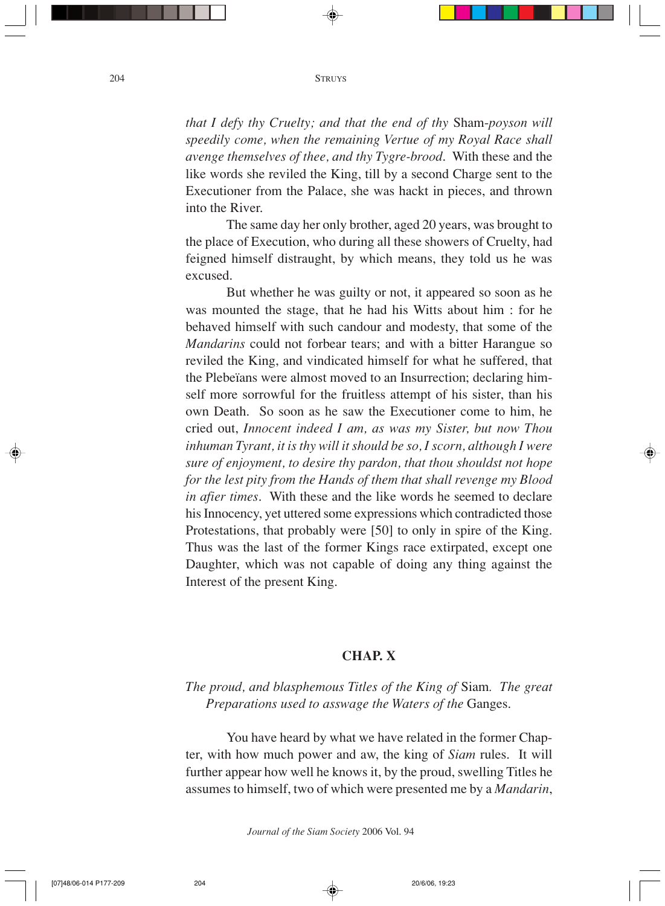*that I defy thy Cruelty; and that the end of thy* Sham-*poyson will speedily come, when the remaining Vertue of my Royal Race shall avenge themselves of thee, and thy Tygre-brood.* With these and the like words she reviled the King, till by a second Charge sent to the Executioner from the Palace, she was hackt in pieces, and thrown into the River.

The same day her only brother, aged 20 years, was brought to the place of Execution, who during all these showers of Cruelty, had feigned himself distraught, by which means, they told us he was excused.

But whether he was guilty or not, it appeared so soon as he was mounted the stage, that he had his Witts about him : for he behaved himself with such candour and modesty, that some of the *Mandarins* could not forbear tears; and with a bitter Harangue so reviled the King, and vindicated himself for what he suffered, that the Plebeïans were almost moved to an Insurrection; declaring himself more sorrowful for the fruitless attempt of his sister, than his own Death. So soon as he saw the Executioner come to him, he cried out, *Innocent indeed I am, as was my Sister, but now Thou inhuman Tyrant, it is thy will it should be so, I scorn, although I were sure of enjoyment, to desire thy pardon, that thou shouldst not hope for the lest pity from the Hands of them that shall revenge my Blood in afier times*. With these and the like words he seemed to declare his Innocency, yet uttered some expressions which contradicted those Protestations, that probably were [50] to only in spire of the King. Thus was the last of the former Kings race extirpated, except one Daughter, which was not capable of doing any thing against the Interest of the present King.

## CHAP. X

*The proud, and blasphemous Titles of the King of* Siam*. The great Preparations used to asswage the Waters of the* Ganges.

You have heard by what we have related in the former Chapter, with how much power and aw, the king of *Siam* rules. It will further appear how well he knows it, by the proud, swelling Titles he assumes to himself, two of which were presented me by a *Mandarin*,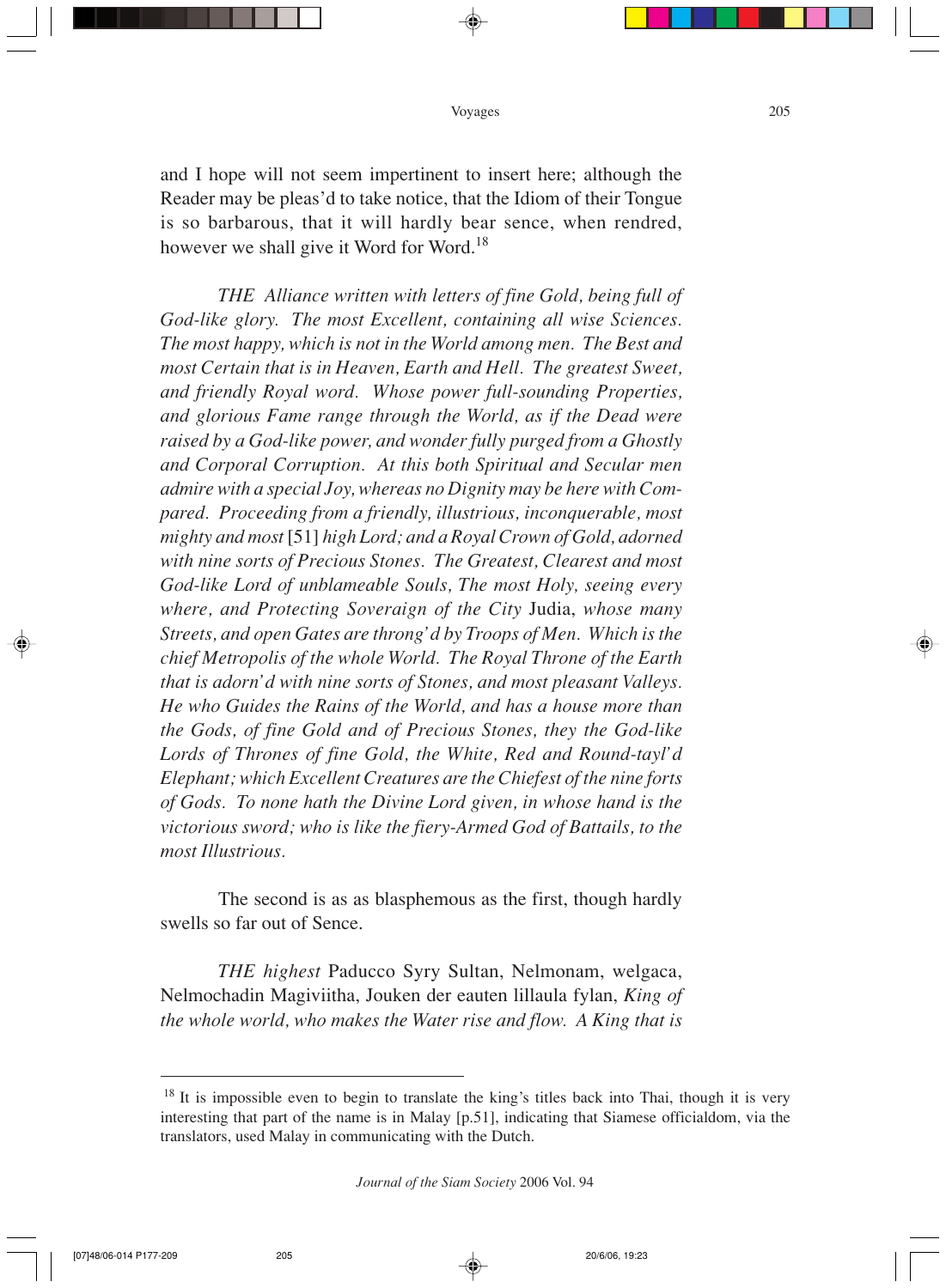and I hope will not seem impertinent to insert here; although the Reader may be pleas'd to take notice, that the Idiom of their Tongue is so barbarous, that it will hardly bear sence, when rendred, however we shall give it Word for Word.[18]

*THE Alliance written with letters of fine Gold, being full of God-like glory. The most Excellent, containing all wise Sciences. The most happy, which is not in the World among men. The Best and most Certain that is in Heaven, Earth and Hell. The greatest Sweet, and friendly Royal word. Whose power full-sounding Properties, and glorious Fame range through the World, as if the Dead were raised by a God-like power, and wonder fully purged from a Ghostly and Corporal Corruption. At this both Spiritual and Secular men admire with a special Joy, whereas no Dignity may be here with Compared. Proceeding from a friendly, illustrious, inconquerable, most mighty and most* [51] *high Lord; and a Royal Crown of Gold, adorned with nine sorts of Precious Stones. The Greatest, Clearest and most God-like Lord of unblameable Souls, The most Holy, seeing every where, and Protecting Soveraign of the City* Judia, *whose many Streets, and open Gates are throng'd by Troops of Men. Which is the chief Metropolis of the whole World. The Royal Throne of the Earth that is adorn'd with nine sorts of Stones, and most pleasant Valleys. He who Guides the Rains of the World, and has a house more than the Gods, of fine Gold and of Precious Stones, they the God-like Lords of Thrones of fine Gold, the White, Red and Round-tayl'd Elephant; which Excellent Creatures are the Chiefest of the nine forts of Gods. To none hath the Divine Lord given, in whose hand is the victorious sword; who is like the fiery-Armed God of Battails, to the most Illustrious.*

The second is as as blasphemous as the first, though hardly swells so far out of Sence.

*THE highest* Paducco Syry Sultan, Nelmonam, welgaca, Nelmochadin Magiviitha, Jouken der eauten lillaula fylan, *King of the whole world, who makes the Water rise and flow. A King that is*

---

[18] It is impossible even to begin to translate the king's titles back into Thai, though it is very interesting that part of the name is in Malay [p.51], indicating that Siamese officialdom, via the translators, used Malay in communicating with the Dutch.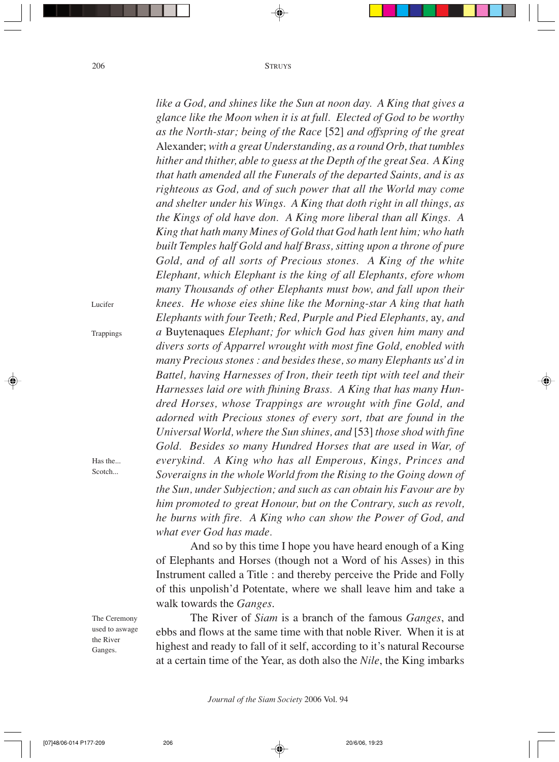*like a God, and shines like the Sun at noon day. A King that gives a glance like the Moon when it is at full. Elected of God to be worthy as the North-star; being of the Race* [52] *and offspring of the great* Alexander; *with a great Understanding, as a round Orb, that tumbles hither and thither, able to guess at the Depth of the great Sea. A King that hath amended all the Funerals of the departed Saints, and is as righteous as God, and of such power that all the World may come and shelter under his Wings. A King that doth right in all things, as the Kings of old have don. A King more liberal than all Kings. A King that hath many Mines of Gold that God hath lent him; who hath built Temples half Gold and half Brass, sitting upon a throne of pure Gold, and of all sorts of Precious stones. A King of the white Elephant, which Elephant is the king of all Elephants, efore whom many Thousands of other Elephants must bow, and fall upon their knees. He whose eies shine like the Morning-star A king that hath Elephants with four Teeth; Red, Purple and Pied Elephants,* ay, *and a* Buytenaques *Elephant; for which God has given him many and divers sorts of Apparrel wrought with most fine Gold, enobled with many Precious stones : and besides these, so many Elephants us'd in Battel, having Harnesses of Iron, their teeth tipt with teel and their Harnesses laid ore with fhining Brass. A King that has many Hundred Horses, whose Trappings are wrought with fine Gold, and adorned with Precious stones of every sort, tbat are found in the Universal World, where the Sun shines, and* [53] *those shod with fine Gold. Besides so many Hundred Horses that are used in War, of everykind. A King who has all Emperous, Kings, Princes and Soveraigns in the whole World from the Rising to the Going down of the Sun, under Subjection; and such as can obtain his Favour are by him promoted to great Honour, but on the Contrary, such as revolt, he burns with fire. A King who can show the Power of God, and what ever God has made.*

Lucifer

Trappings

Has the... Scotch...

And so by this time I hope you have heard enough of a King of Elephants and Horses (though not a Word of his Asses) in this Instrument called a Title : and thereby perceive the Pride and Folly of this unpolish'd Potentate, where we shall leave him and take a walk towards the *Ganges*.

The Ceremony used to aswage the River Ganges.

The River of *Siam* is a branch of the famous *Ganges*, and ebbs and flows at the same time with that noble River. When it is at highest and ready to fall of it self, according to it's natural Recourse at a certain time of the Year, as doth also the *Nile*, the King imbarks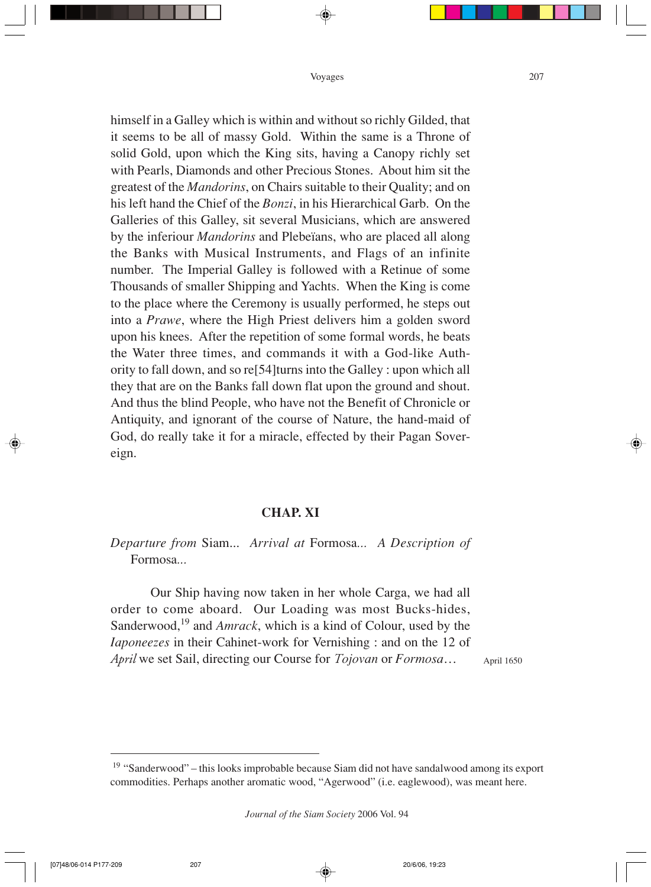himself in a Galley which is within and without so richly Gilded, that it seems to be all of massy Gold. Within the same is a Throne of solid Gold, upon which the King sits, having a Canopy richly set with Pearls, Diamonds and other Precious Stones. About him sit the greatest of the *Mandorins*, on Chairs suitable to their Quality; and on his left hand the Chief of the *Bonzi*, in his Hierarchical Garb. On the Galleries of this Galley, sit several Musicians, which are answered by the inferiour *Mandorins* and Plebeïans, who are placed all along the Banks with Musical Instruments, and Flags of an infinite number. The Imperial Galley is followed with a Retinue of some Thousands of smaller Shipping and Yachts. When the King is come to the place where the Ceremony is usually performed, he steps out into a *Prawe*, where the High Priest delivers him a golden sword upon his knees. After the repetition of some formal words, he beats the Water three times, and commands it with a God-like Authority to fall down, and so re[54]turns into the Galley : upon which all they that are on the Banks fall down flat upon the ground and shout. And thus the blind People, who have not the Benefit of Chronicle or Antiquity, and ignorant of the course of Nature, the hand-maid of God, do really take it for a miracle, effected by their Pagan Sovereign.

## CHAP. XI

*Departure from* Siam... *Arrival at* Formosa... *A Description of* Formosa...

Our Ship having now taken in her whole Carga, we had all order to come aboard. Our Loading was most Bucks-hides, Sanderwood,[19] and *Amrack*, which is a kind of Colour, used by the *Iaponeezes* in their Cabinet-work for Vernishing : and on the 12 of *April* we set Sail, directing our Course for *Tojovan* or *Formosa*…

April 1650

[19] "Sanderwood" – this looks improbable because Siam did not have sandalwood among its export commodities. Perhaps another aromatic wood, "Agerwood" (i.e. eaglewood), was meant here.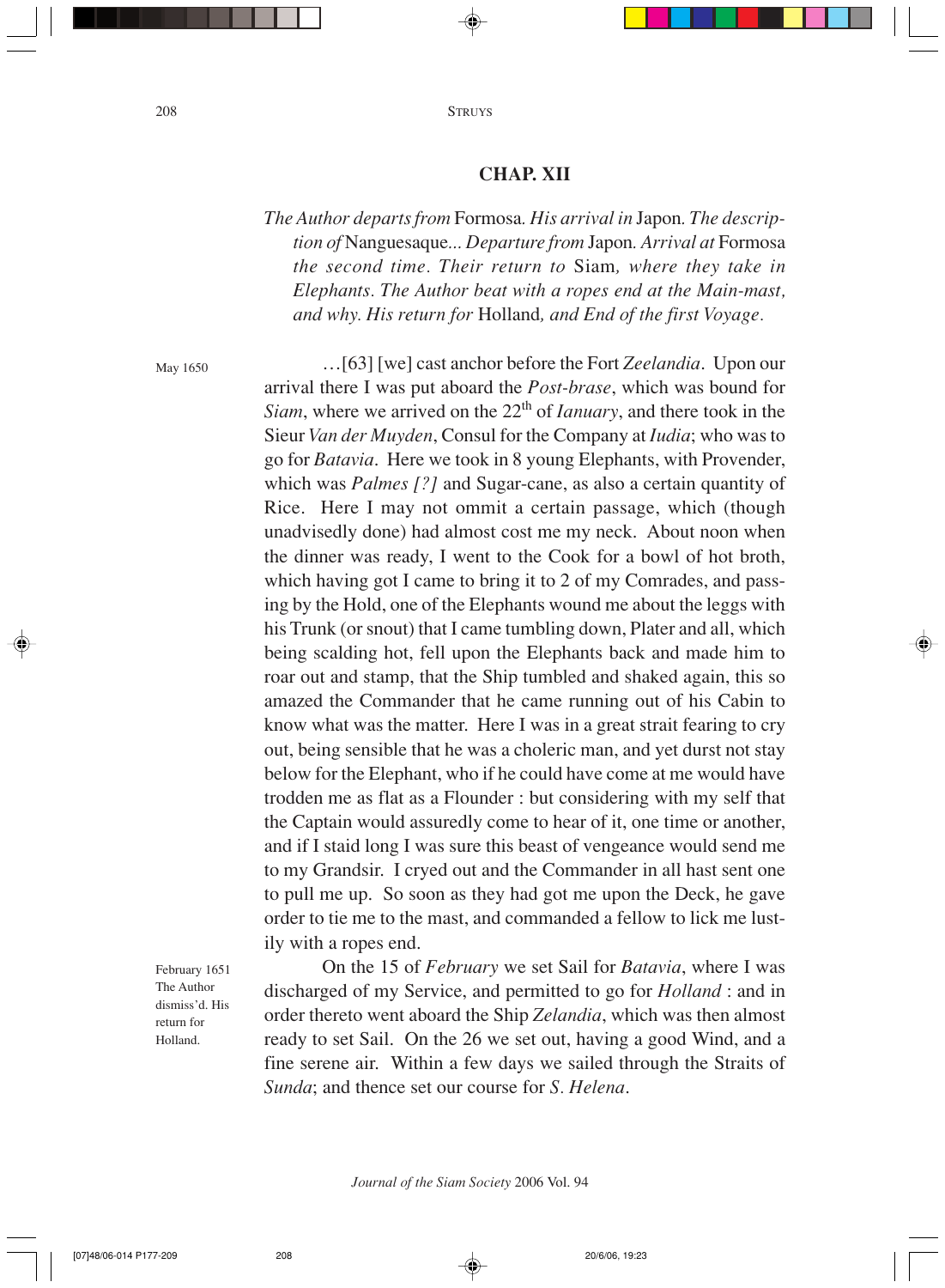## CHAP. XII

*The Author departs from* Formosa*. His arrival in* Japon*. The description of* Nanguesaque*... Departure from* Japon*. Arrival at* Formosa *the second time. Their return to* Siam*, where they take in Elephants. The Author beat with a ropes end at the Main-mast, and why. His return for* Holland*, and End of the first Voyage.*

May 1650

…[63] [we] cast anchor before the Fort *Zeelandia*. Upon our arrival there I was put aboard the *Post-brase*, which was bound for *Siam*, where we arrived on the 22th of *Ianuary*, and there took in the Sieur *Van der Muyden*, Consul for the Company at *Iudia*; who was to go for *Batavia*. Here we took in 8 young Elephants, with Provender, which was *Palmes [?]* and Sugar-cane, as also a certain quantity of Rice. Here I may not ommit a certain passage, which (though unadvisedly done) had almost cost me my neck. About noon when the dinner was ready, I went to the Cook for a bowl of hot broth, which having got I came to bring it to 2 of my Comrades, and passing by the Hold, one of the Elephants wound me about the leggs with his Trunk (or snout) that I came tumbling down, Plater and all, which being scalding hot, fell upon the Elephants back and made him to roar out and stamp, that the Ship tumbled and shaked again, this so amazed the Commander that he came running out of his Cabin to know what was the matter. Here I was in a great strait fearing to cry out, being sensible that he was a choleric man, and yet durst not stay below for the Elephant, who if he could have come at me would have trodden me as flat as a Flounder : but considering with my self that the Captain would assuredly come to hear of it, one time or another, and if I staid long I was sure this beast of vengeance would send me to my Grandsir. I cryed out and the Commander in all hast sent one to pull me up. So soon as they had got me upon the Deck, he gave order to tie me to the mast, and commanded a fellow to lick me lustily with a ropes end.

February 1651
The Author dismiss'd. His return for Holland.

On the 15 of *February* we set Sail for *Batavia*, where I was discharged of my Service, and permitted to go for *Holland* : and in order thereto went aboard the Ship *Zelandia*, which was then almost ready to set Sail. On the 26 we set out, having a good Wind, and a fine serene air. Within a few days we sailed through the Straits of *Sunda*; and thence set our course for *S. Helena*.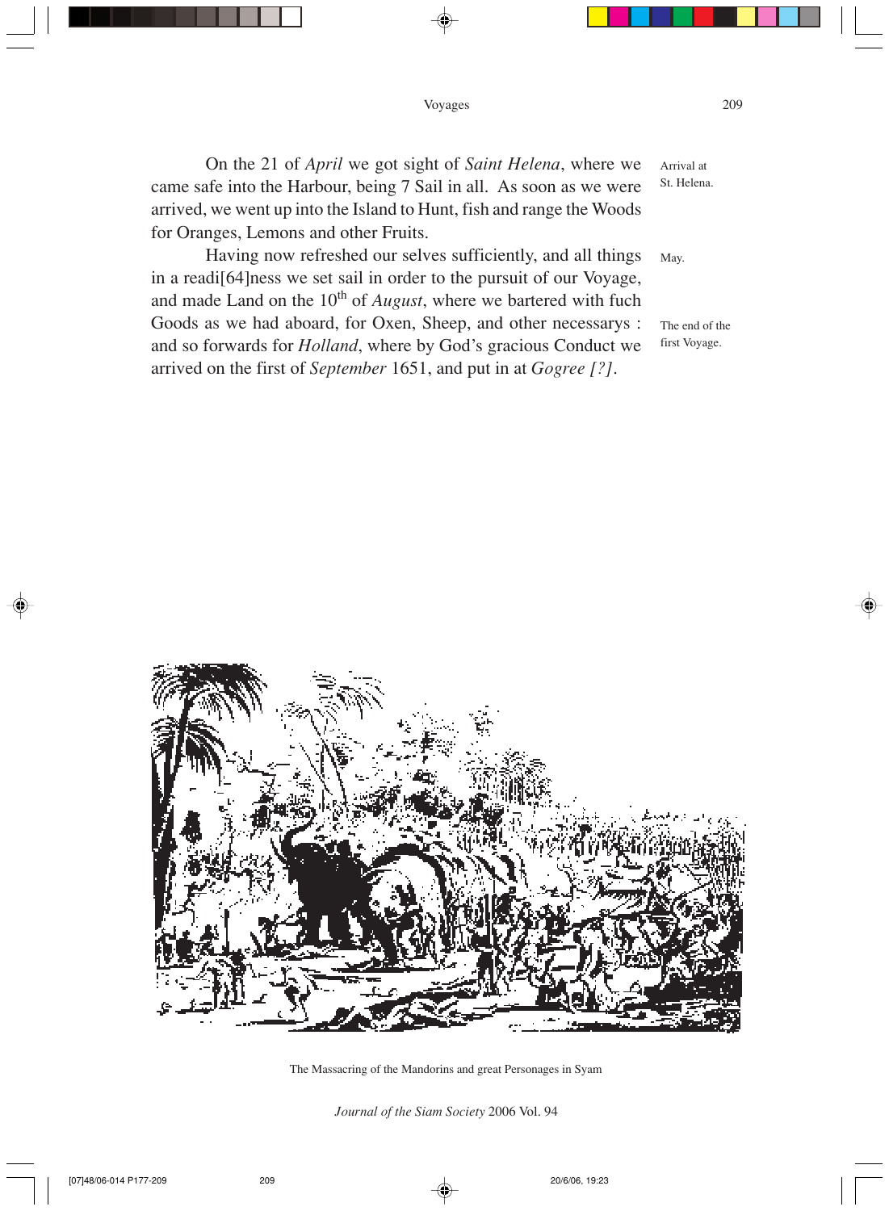On the 21 of *April* we got sight of *Saint Helena*, where we came safe into the Harbour, being 7 Sail in all. As soon as we were arrived, we went up into the Island to Hunt, fish and range the Woods for Oranges, Lemons and other Fruits.

Arrival at St. Helena.

Having now refreshed our selves sufficiently, and all things in a readi[64]ness we set sail in order to the pursuit of our Voyage, and made Land on the 10th of *August*, where we bartered with fuch Goods as we had aboard, for Oxen, Sheep, and other necessarys : and so forwards for *Holland*, where by God's gracious Conduct we arrived on the first of *September* 1651, and put in at *Gogree [?]*.

May.

The end of the first Voyage.

The Massacring of the Mandorins and great Personages in Syam